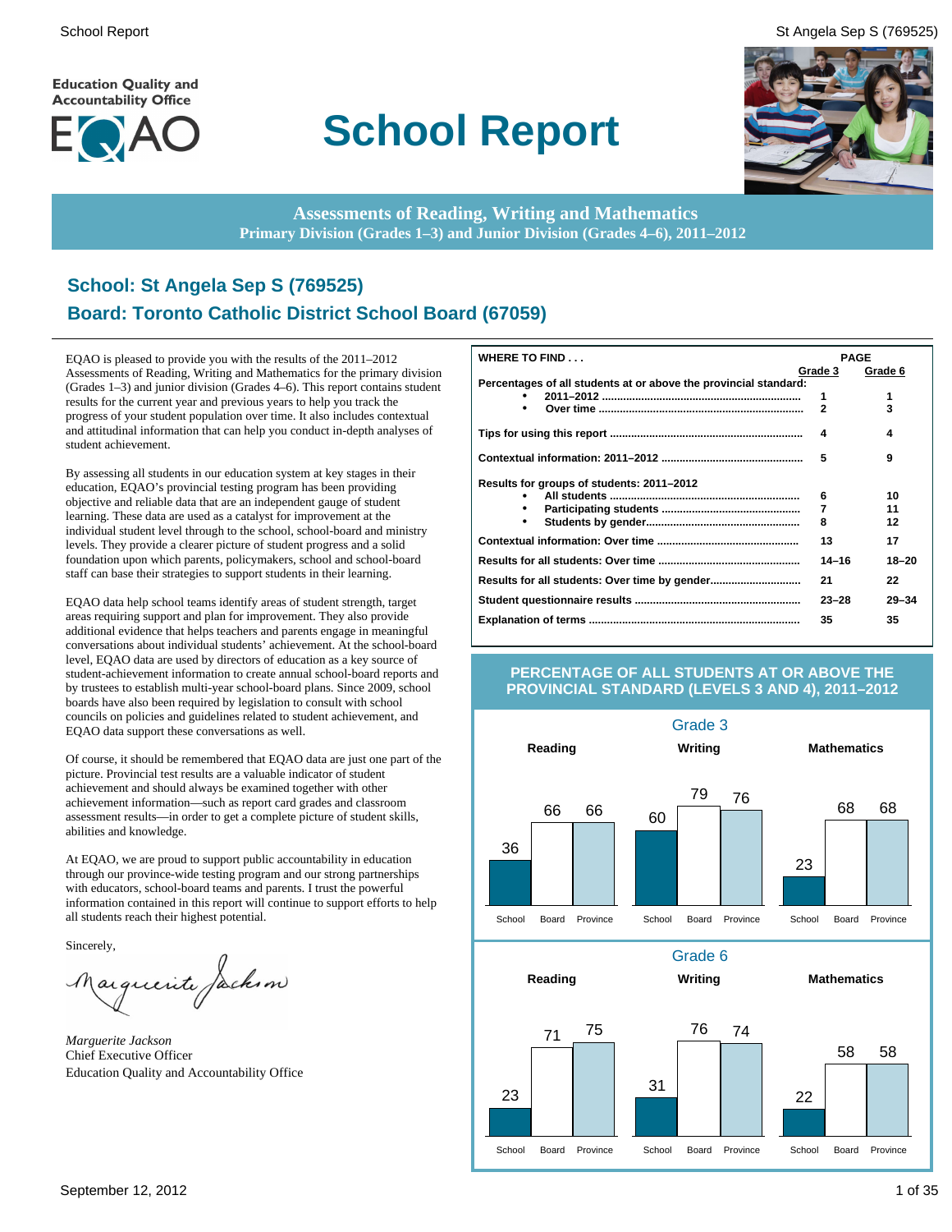Education Quality and Accountability Office

EQAO

# School Report

## Assessments of Reading, Writing and Mathematics
**Primary Division (Grades 1–3) and Junior Division (Grades 4–6), 2011–2012**

## School: St Angela Sep S (769525)
## Board: Toronto Catholic District School Board (67059)

EQAO is pleased to provide you with the results of the 2011–2012 Assessments of Reading, Writing and Mathematics for the primary division (Grades 1–3) and junior division (Grades 4–6). This report contains student results for the current year and previous years to help you track the progress of your student population over time. It also includes contextual and attitudinal information that can help you conduct in-depth analyses of student achievement.

By assessing all students in our education system at key stages in their education, EQAO's provincial testing program has been providing objective and reliable data that are an independent gauge of student learning. These data are used as a catalyst for improvement at the individual student level through to the school, school-board and ministry levels. They provide a clearer picture of student progress and a solid foundation upon which parents, policymakers, school and school-board staff can base their strategies to support students in their learning.

EQAO data help school teams identify areas of student strength, target areas requiring support and plan for improvement. They also provide additional evidence that helps teachers and parents engage in meaningful conversations about individual students' achievement. At the school-board level, EQAO data are used by directors of education as a key source of student-achievement information to create annual school-board reports and by trustees to establish multi-year school-board plans. Since 2009, school boards have also been required by legislation to consult with school councils on policies and guidelines related to student achievement, and EQAO data support these conversations as well.

Of course, it should be remembered that EQAO data are just one part of the picture. Provincial test results are a valuable indicator of student achievement and should always be examined together with other achievement information—such as report card grades and classroom assessment results—in order to get a complete picture of student skills, abilities and knowledge.

At EQAO, we are proud to support public accountability in education through our province-wide testing program and our strong partnerships with educators, school-board teams and parents. I trust the powerful information contained in this report will continue to support efforts to help all students reach their highest potential.

Sincerely,

*Marguerite Jackson*
Chief Executive Officer
Education Quality and Accountability Office

| WHERE TO FIND . . . | PAGE Grade 3 | PAGE Grade 6 |
|---|---|---|
| **Percentages of all students at or above the provincial standard:** | | |
| • 2011–2012 | 1 | 1 |
| • Over time | 2 | 3 |
| **Tips for using this report** | 4 | 4 |
| **Contextual information: 2011–2012** | 5 | 9 |
| **Results for groups of students: 2011–2012** | | |
| • All students | 6 | 10 |
| • Participating students | 7 | 11 |
| • Students by gender | 8 | 12 |
| **Contextual information: Over time** | 13 | 17 |
| **Results for all students: Over time** | 14–16 | 18–20 |
| **Results for all students: Over time by gender** | 21 | 22 |
| **Student questionnaire results** | 23–28 | 29–34 |
| **Explanation of terms** | 35 | 35 |

### PERCENTAGE OF ALL STUDENTS AT OR ABOVE THE PROVINCIAL STANDARD (LEVELS 3 AND 4), 2011–2012

**Grade 3**

| | School | Board | Province |
|---|---|---|---|
| Reading | 36 | 66 | 66 |
| Writing | 60 | 79 | 76 |
| Mathematics | 23 | 68 | 68 |

**Grade 6**

| | School | Board | Province |
|---|---|---|---|
| Reading | 23 | 71 | 75 |
| Writing | 31 | 76 | 74 |
| Mathematics | 22 | 58 | 58 |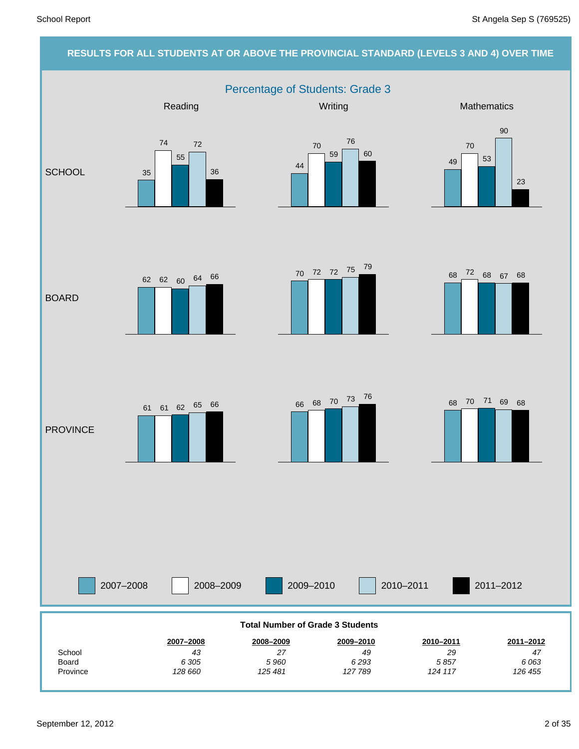## RESULTS FOR ALL STUDENTS AT OR ABOVE THE PROVINCIAL STANDARD (LEVELS 3 AND 4) OVER TIME

### Percentage of Students: Grade 3

| | Reading | | | | | Writing | | | | | Mathematics | | | | |
|---|---|---|---|---|---|---|---|---|---|---|---|---|---|---|---|
| | 2007–2008 | 2008–2009 | 2009–2010 | 2010–2011 | 2011–2012 | 2007–2008 | 2008–2009 | 2009–2010 | 2010–2011 | 2011–2012 | 2007–2008 | 2008–2009 | 2009–2010 | 2010–2011 | 2011–2012 |
| SCHOOL | 35 | 74 | 55 | 72 | 36 | 44 | 70 | 59 | 76 | 60 | 49 | 70 | 53 | 90 | 23 |
| BOARD | 62 | 62 | 60 | 64 | 66 | 70 | 72 | 72 | 75 | 79 | 68 | 72 | 68 | 67 | 68 |
| PROVINCE | 61 | 61 | 62 | 65 | 66 | 66 | 68 | 70 | 73 | 76 | 68 | 70 | 71 | 69 | 68 |

### Total Number of Grade 3 Students

| | 2007–2008 | 2008–2009 | 2009–2010 | 2010–2011 | 2011–2012 |
|---|---|---|---|---|---|
| School | *43* | *27* | *49* | *29* | *47* |
| Board | *6 305* | *5 960* | *6 293* | *5 857* | *6 063* |
| Province | *128 660* | *125 481* | *127 789* | *124 117* | *126 455* |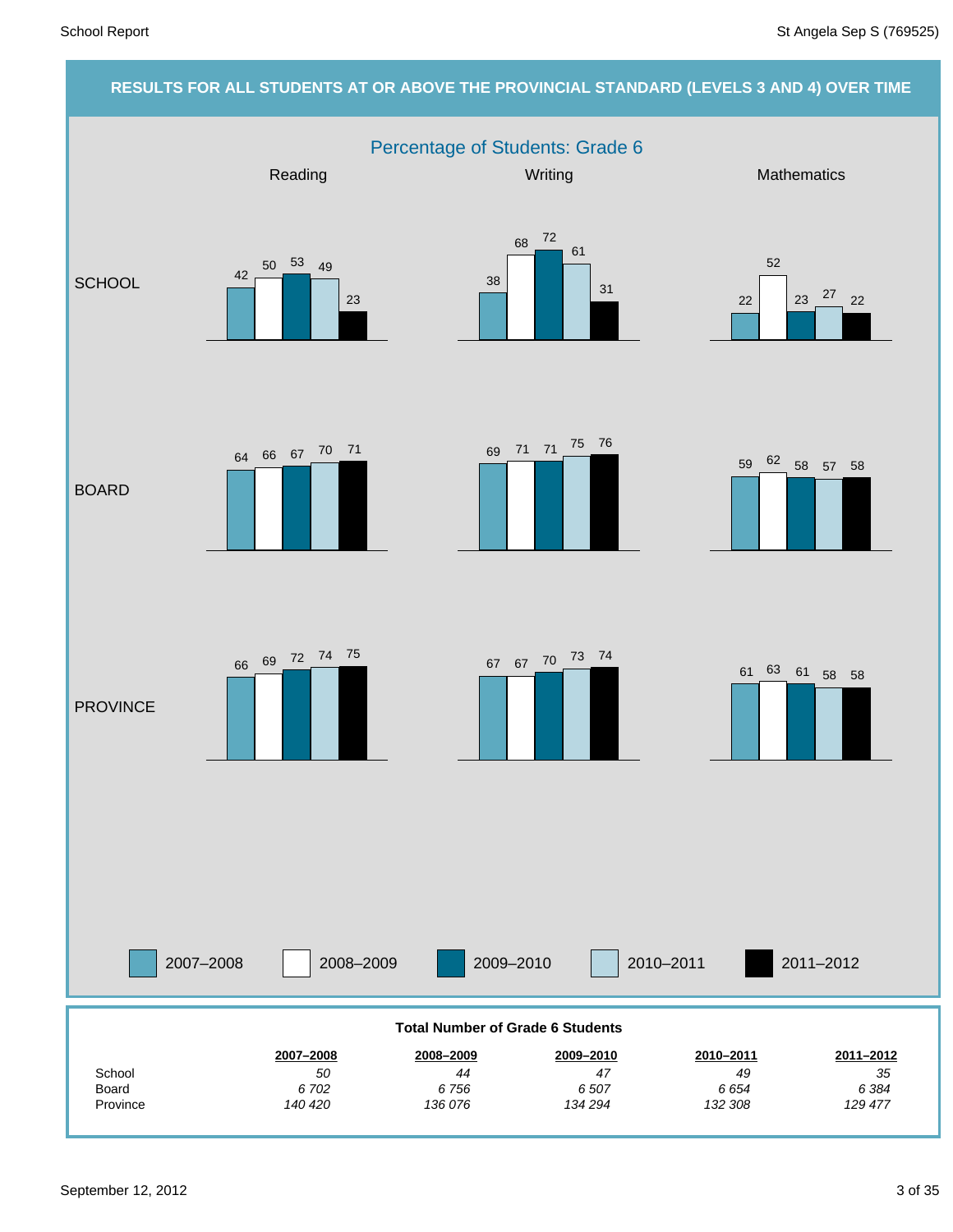## RESULTS FOR ALL STUDENTS AT OR ABOVE THE PROVINCIAL STANDARD (LEVELS 3 AND 4) OVER TIME

### Percentage of Students: Grade 6

| | Subject | 2007–2008 | 2008–2009 | 2009–2010 | 2010–2011 | 2011–2012 |
|---|---|---|---|---|---|---|
| SCHOOL | Reading | 42 | 50 | 53 | 49 | 23 |
| SCHOOL | Writing | 38 | 68 | 72 | 61 | 31 |
| SCHOOL | Mathematics | 22 | 52 | 23 | 27 | 22 |
| BOARD | Reading | 64 | 66 | 67 | 70 | 71 |
| BOARD | Writing | 69 | 71 | 71 | 75 | 76 |
| BOARD | Mathematics | 59 | 62 | 58 | 57 | 58 |
| PROVINCE | Reading | 66 | 69 | 72 | 74 | 75 |
| PROVINCE | Writing | 67 | 67 | 70 | 73 | 74 |
| PROVINCE | Mathematics | 61 | 63 | 61 | 58 | 58 |

**Total Number of Grade 6 Students**

| | 2007–2008 | 2008–2009 | 2009–2010 | 2010–2011 | 2011–2012 |
|---|---|---|---|---|---|
| School | *50* | *44* | *47* | *49* | *35* |
| Board | *6 702* | *6 756* | *6 507* | *6 654* | *6 384* |
| Province | *140 420* | *136 076* | *134 294* | *132 308* | *129 477* |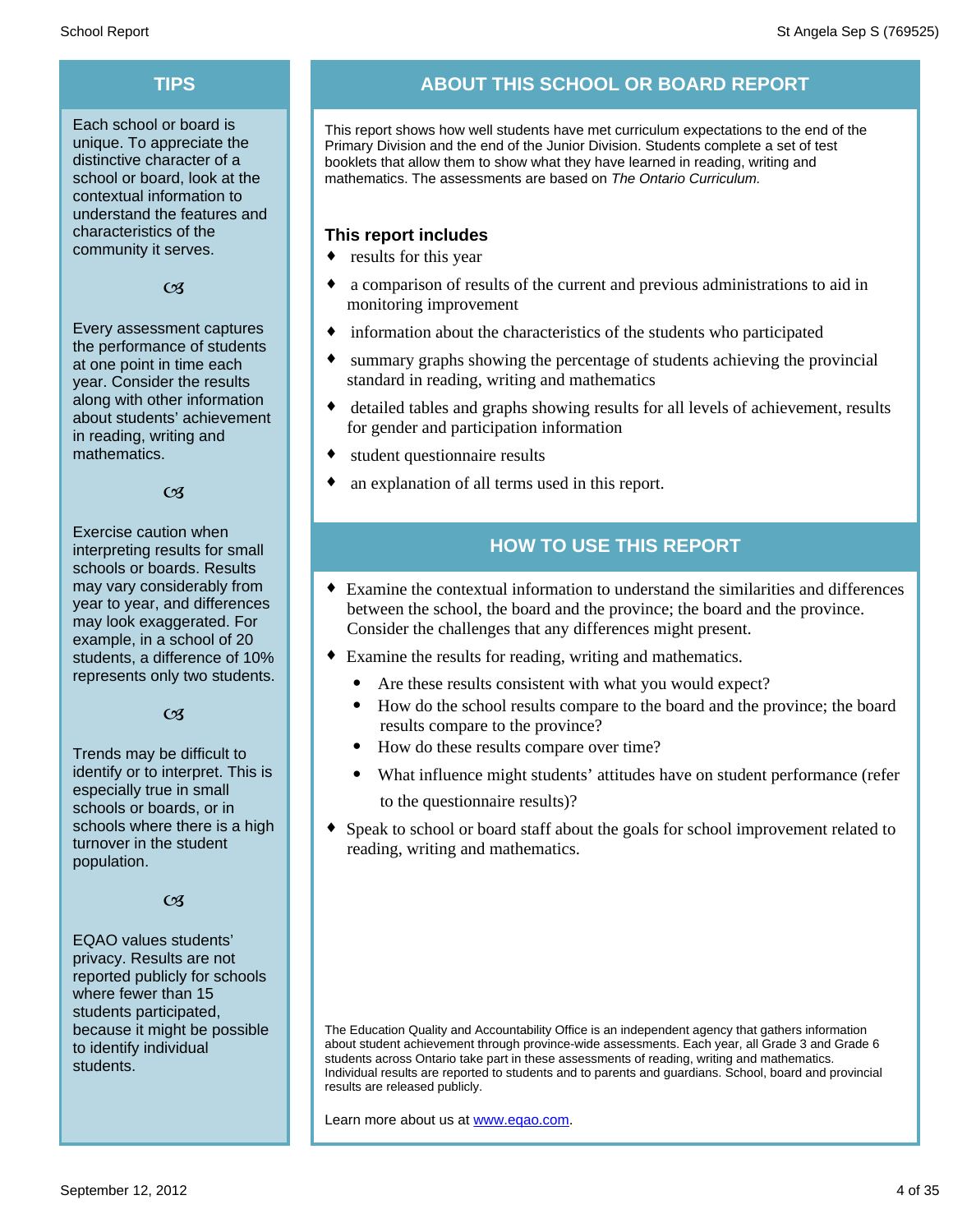## TIPS

Each school or board is unique. To appreciate the distinctive character of a school or board, look at the contextual information to understand the features and characteristics of the community it serves.

ᴓƷ

Every assessment captures the performance of students at one point in time each year. Consider the results along with other information about students' achievement in reading, writing and mathematics.

ᴓƷ

Exercise caution when interpreting results for small schools or boards. Results may vary considerably from year to year, and differences may look exaggerated. For example, in a school of 20 students, a difference of 10% represents only two students.

ᴓƷ

Trends may be difficult to identify or to interpret. This is especially true in small schools or boards, or in schools where there is a high turnover in the student population.

ᴓƷ

EQAO values students' privacy. Results are not reported publicly for schools where fewer than 15 students participated, because it might be possible to identify individual students.

## ABOUT THIS SCHOOL OR BOARD REPORT

This report shows how well students have met curriculum expectations to the end of the Primary Division and the end of the Junior Division. Students complete a set of test booklets that allow them to show what they have learned in reading, writing and mathematics. The assessments are based on *The Ontario Curriculum.*

### This report includes

- results for this year
- a comparison of results of the current and previous administrations to aid in monitoring improvement
- information about the characteristics of the students who participated
- summary graphs showing the percentage of students achieving the provincial standard in reading, writing and mathematics
- detailed tables and graphs showing results for all levels of achievement, results for gender and participation information
- student questionnaire results
- an explanation of all terms used in this report.

## HOW TO USE THIS REPORT

- Examine the contextual information to understand the similarities and differences between the school, the board and the province; the board and the province. Consider the challenges that any differences might present.
- Examine the results for reading, writing and mathematics.
  - Are these results consistent with what you would expect?
  - How do the school results compare to the board and the province; the board results compare to the province?
  - How do these results compare over time?
  - What influence might students' attitudes have on student performance (refer to the questionnaire results)?
- Speak to school or board staff about the goals for school improvement related to reading, writing and mathematics.

The Education Quality and Accountability Office is an independent agency that gathers information about student achievement through province-wide assessments. Each year, all Grade 3 and Grade 6 students across Ontario take part in these assessments of reading, writing and mathematics. Individual results are reported to students and to parents and guardians. School, board and provincial results are released publicly.

Learn more about us at www.eqao.com.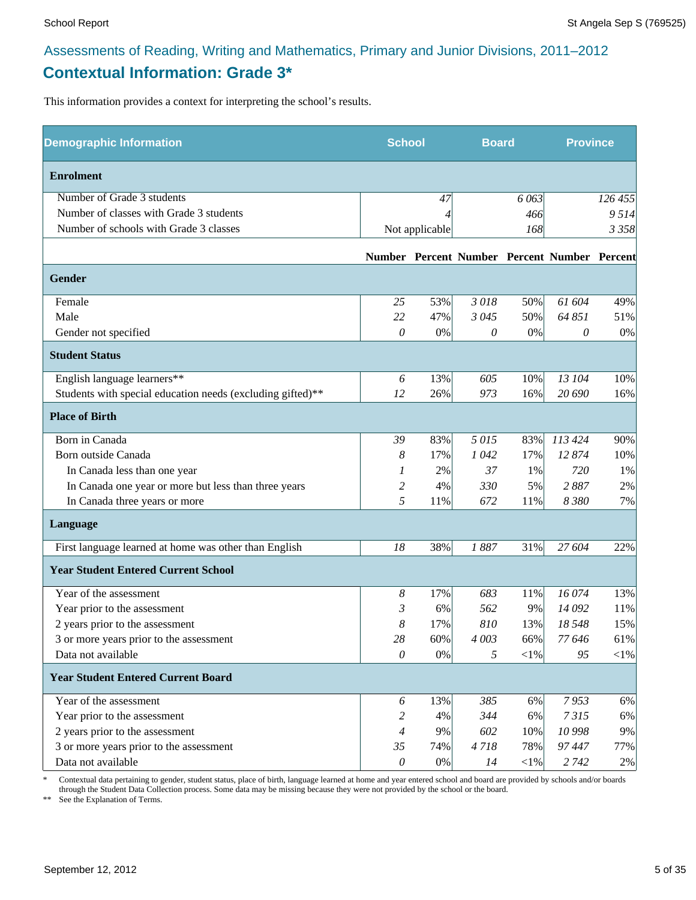## Assessments of Reading, Writing and Mathematics, Primary and Junior Divisions, 2011–2012

# Contextual Information: Grade 3*

This information provides a context for interpreting the school's results.

| Demographic Information | School | | Board | | Province | |
|---|---|---|---|---|---|---|
| **Enrolment** | | | | | | |
| Number of Grade 3 students | 47 | | 6 063 | | 126 455 | |
| Number of classes with Grade 3 students | 4 | | 466 | | 9 514 | |
| Number of schools with Grade 3 classes | Not applicable | | 168 | | 3 358 | |
| | **Number** | **Percent** | **Number** | **Percent** | **Number** | **Percent** |
| **Gender** | | | | | | |
| Female | 25 | 53% | 3 018 | 50% | 61 604 | 49% |
| Male | 22 | 47% | 3 045 | 50% | 64 851 | 51% |
| Gender not specified | 0 | 0% | 0 | 0% | 0 | 0% |
| **Student Status** | | | | | | |
| English language learners** | 6 | 13% | 605 | 10% | 13 104 | 10% |
| Students with special education needs (excluding gifted)** | 12 | 26% | 973 | 16% | 20 690 | 16% |
| **Place of Birth** | | | | | | |
| Born in Canada | 39 | 83% | 5 015 | 83% | 113 424 | 90% |
| Born outside Canada | 8 | 17% | 1 042 | 17% | 12 874 | 10% |
| In Canada less than one year | 1 | 2% | 37 | 1% | 720 | 1% |
| In Canada one year or more but less than three years | 2 | 4% | 330 | 5% | 2 887 | 2% |
| In Canada three years or more | 5 | 11% | 672 | 11% | 8 380 | 7% |
| **Language** | | | | | | |
| First language learned at home was other than English | 18 | 38% | 1 887 | 31% | 27 604 | 22% |
| **Year Student Entered Current School** | | | | | | |
| Year of the assessment | 8 | 17% | 683 | 11% | 16 074 | 13% |
| Year prior to the assessment | 3 | 6% | 562 | 9% | 14 092 | 11% |
| 2 years prior to the assessment | 8 | 17% | 810 | 13% | 18 548 | 15% |
| 3 or more years prior to the assessment | 28 | 60% | 4 003 | 66% | 77 646 | 61% |
| Data not available | 0 | 0% | 5 | <1% | 95 | <1% |
| **Year Student Entered Current Board** | | | | | | |
| Year of the assessment | 6 | 13% | 385 | 6% | 7 953 | 6% |
| Year prior to the assessment | 2 | 4% | 344 | 6% | 7 315 | 6% |
| 2 years prior to the assessment | 4 | 9% | 602 | 10% | 10 998 | 9% |
| 3 or more years prior to the assessment | 35 | 74% | 4 718 | 78% | 97 447 | 77% |
| Data not available | 0 | 0% | 14 | <1% | 2 742 | 2% |

\* Contextual data pertaining to gender, student status, place of birth, language learned at home and year entered school and board are provided by schools and/or boards through the Student Data Collection process. Some data may be missing because they were not provided by the school or the board.

** See the Explanation of Terms.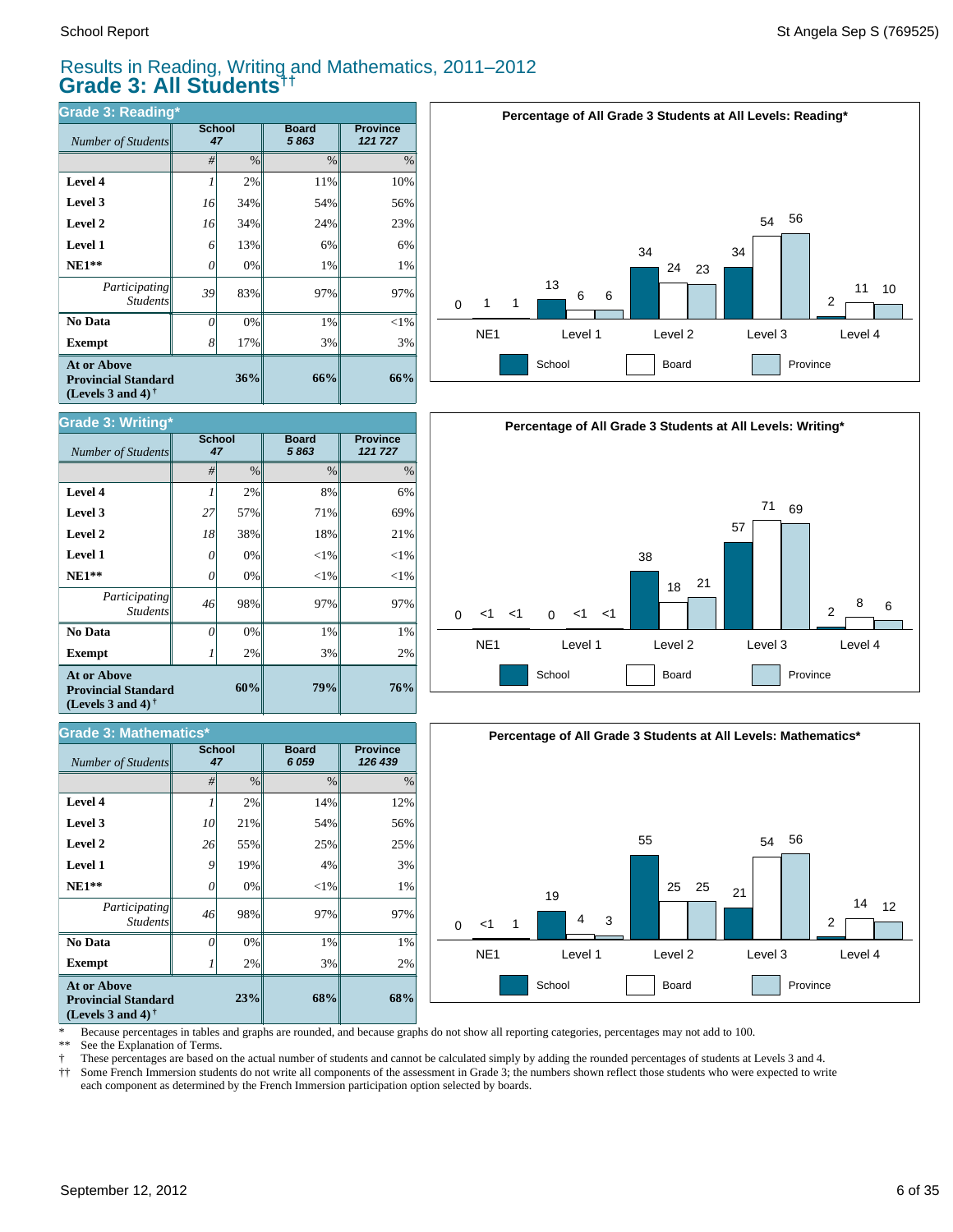# Results in Reading, Writing and Mathematics, 2011–2012

## Grade 3: All Students††

### Grade 3: Reading*

| Number of Students | School 47 | | Board 5 863 | Province 121 727 |
|---|---|---|---|---|
| | # | % | % | % |
| **Level 4** | 1 | 2% | 11% | 10% |
| **Level 3** | 16 | 34% | 54% | 56% |
| **Level 2** | 16 | 34% | 24% | 23% |
| **Level 1** | 6 | 13% | 6% | 6% |
| **NE1**** | 0 | 0% | 1% | 1% |
| *Participating Students* | 39 | 83% | 97% | 97% |
| **No Data** | 0 | 0% | 1% | <1% |
| **Exempt** | 8 | 17% | 3% | 3% |
| **At or Above Provincial Standard (Levels 3 and 4)†** | | **36%** | **66%** | **66%** |

**Percentage of All Grade 3 Students at All Levels: Reading***

| | NE1 | Level 1 | Level 2 | Level 3 | Level 4 |
|---|---|---|---|---|---|
| School | 0 | 13 | 34 | 34 | 2 |
| Board | 1 | 6 | 24 | 54 | 11 |
| Province | 1 | 6 | 23 | 56 | 10 |

### Grade 3: Writing*

| Number of Students | School 47 | | Board 5 863 | Province 121 727 |
|---|---|---|---|---|
| | # | % | % | % |
| **Level 4** | 1 | 2% | 8% | 6% |
| **Level 3** | 27 | 57% | 71% | 69% |
| **Level 2** | 18 | 38% | 18% | 21% |
| **Level 1** | 0 | 0% | <1% | <1% |
| **NE1**** | 0 | 0% | <1% | <1% |
| *Participating Students* | 46 | 98% | 97% | 97% |
| **No Data** | 0 | 0% | 1% | 1% |
| **Exempt** | 1 | 2% | 3% | 2% |
| **At or Above Provincial Standard (Levels 3 and 4)†** | | **60%** | **79%** | **76%** |

**Percentage of All Grade 3 Students at All Levels: Writing***

| | NE1 | Level 1 | Level 2 | Level 3 | Level 4 |
|---|---|---|---|---|---|
| School | 0 | 0 | 38 | 57 | 2 |
| Board | <1 | <1 | 18 | 71 | 8 |
| Province | <1 | <1 | 21 | 69 | 6 |

### Grade 3: Mathematics*

| Number of Students | School 47 | | Board 6 059 | Province 126 439 |
|---|---|---|---|---|
| | # | % | % | % |
| **Level 4** | 1 | 2% | 14% | 12% |
| **Level 3** | 10 | 21% | 54% | 56% |
| **Level 2** | 26 | 55% | 25% | 25% |
| **Level 1** | 9 | 19% | 4% | 3% |
| **NE1**** | 0 | 0% | <1% | 1% |
| *Participating Students* | 46 | 98% | 97% | 97% |
| **No Data** | 0 | 0% | 1% | 1% |
| **Exempt** | 1 | 2% | 3% | 2% |
| **At or Above Provincial Standard (Levels 3 and 4)†** | | **23%** | **68%** | **68%** |

**Percentage of All Grade 3 Students at All Levels: Mathematics***

| | NE1 | Level 1 | Level 2 | Level 3 | Level 4 |
|---|---|---|---|---|---|
| School | 0 | 19 | 55 | 21 | 2 |
| Board | <1 | 4 | 25 | 54 | 14 |
| Province | 1 | 3 | 25 | 56 | 12 |

\* Because percentages in tables and graphs are rounded, and because graphs do not show all reporting categories, percentages may not add to 100.

** See the Explanation of Terms.

† These percentages are based on the actual number of students and cannot be calculated simply by adding the rounded percentages of students at Levels 3 and 4.

†† Some French Immersion students do not write all components of the assessment in Grade 3; the numbers shown reflect those students who were expected to write each component as determined by the French Immersion participation option selected by boards.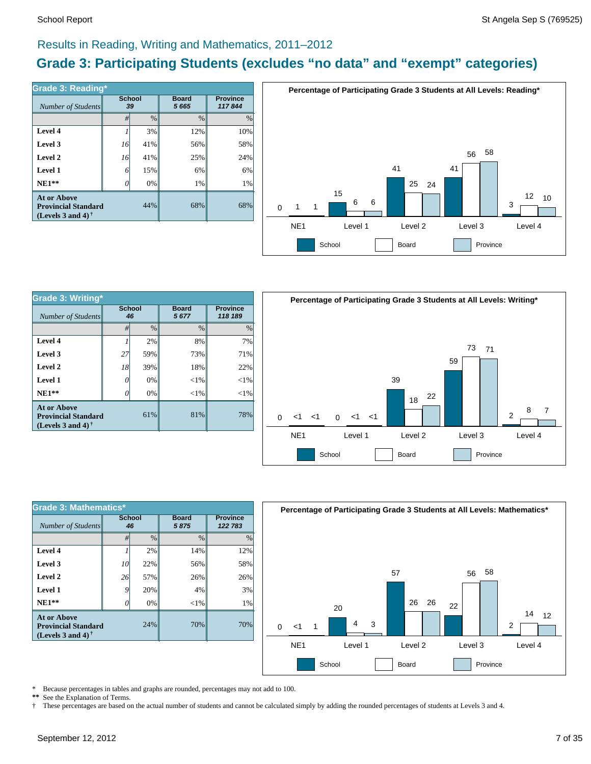Results in Reading, Writing and Mathematics, 2011–2012

# Grade 3: Participating Students (excludes "no data" and "exempt" categories)

## Grade 3: Reading*

| Number of Students | School 39 | | Board 5 665 | Province 117 844 |
|---|---|---|---|---|
| | # | % | % | % |
| **Level 4** | 1 | 3% | 12% | 10% |
| **Level 3** | 16 | 41% | 56% | 58% |
| **Level 2** | 16 | 41% | 25% | 24% |
| **Level 1** | 6 | 15% | 6% | 6% |
| **NE1**** | 0 | 0% | 1% | 1% |
| **At or Above Provincial Standard (Levels 3 and 4)†** | | 44% | 68% | 68% |

**Percentage of Participating Grade 3 Students at All Levels: Reading***

| | School | Board | Province |
|---|---|---|---|
| NE1 | 0 | 1 | 1 |
| Level 1 | 15 | 6 | 6 |
| Level 2 | 41 | 25 | 24 |
| Level 3 | 41 | 56 | 58 |
| Level 4 | 3 | 12 | 10 |

## Grade 3: Writing*

| Number of Students | School 46 | | Board 5 677 | Province 118 189 |
|---|---|---|---|---|
| | # | % | % | % |
| **Level 4** | 1 | 2% | 8% | 7% |
| **Level 3** | 27 | 59% | 73% | 71% |
| **Level 2** | 18 | 39% | 18% | 22% |
| **Level 1** | 0 | 0% | <1% | <1% |
| **NE1**** | 0 | 0% | <1% | <1% |
| **At or Above Provincial Standard (Levels 3 and 4)†** | | 61% | 81% | 78% |

**Percentage of Participating Grade 3 Students at All Levels: Writing***

| | School | Board | Province |
|---|---|---|---|
| NE1 | 0 | <1 | <1 |
| Level 1 | 0 | <1 | <1 |
| Level 2 | 39 | 18 | 22 |
| Level 3 | 59 | 73 | 71 |
| Level 4 | 2 | 8 | 7 |

## Grade 3: Mathematics*

| Number of Students | School 46 | | Board 5 875 | Province 122 783 |
|---|---|---|---|---|
| | # | % | % | % |
| **Level 4** | 1 | 2% | 14% | 12% |
| **Level 3** | 10 | 22% | 56% | 58% |
| **Level 2** | 26 | 57% | 26% | 26% |
| **Level 1** | 9 | 20% | 4% | 3% |
| **NE1**** | 0 | 0% | <1% | 1% |
| **At or Above Provincial Standard (Levels 3 and 4)†** | | 24% | 70% | 70% |

**Percentage of Participating Grade 3 Students at All Levels: Mathematics***

| | School | Board | Province |
|---|---|---|---|
| NE1 | 0 | <1 | 1 |
| Level 1 | 20 | 4 | 3 |
| Level 2 | 57 | 26 | 26 |
| Level 3 | 22 | 56 | 58 |
| Level 4 | 2 | 14 | 12 |

\* Because percentages in tables and graphs are rounded, percentages may not add to 100.

** See the Explanation of Terms.

† These percentages are based on the actual number of students and cannot be calculated simply by adding the rounded percentages of students at Levels 3 and 4.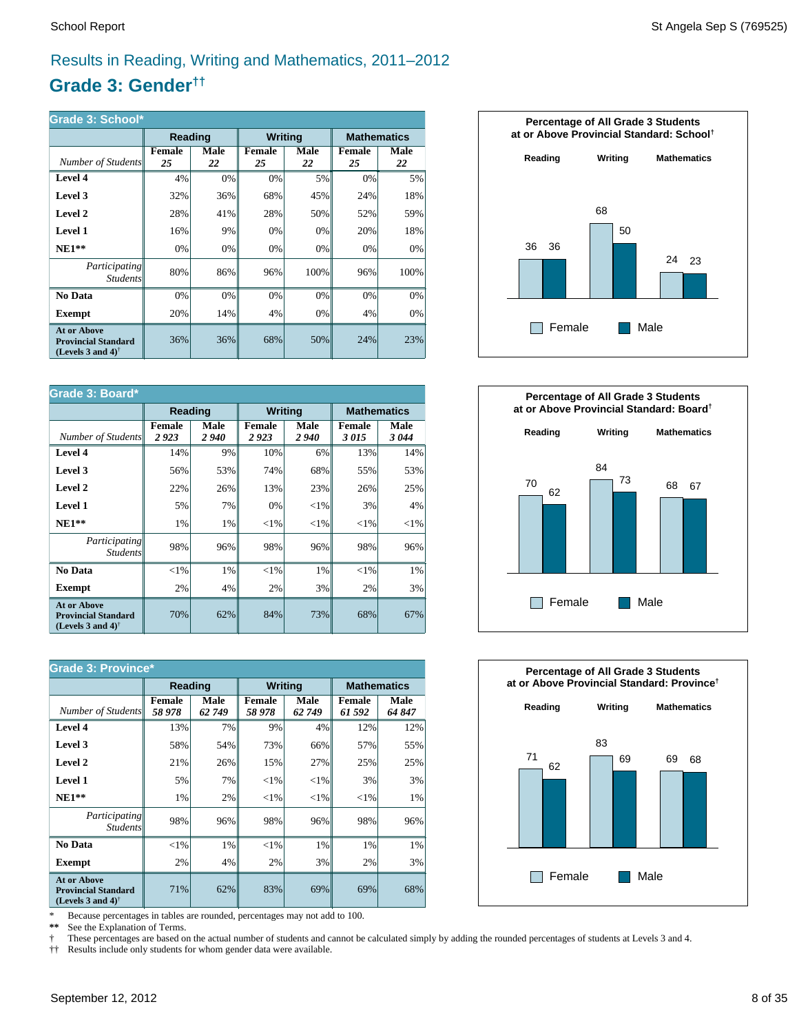# Results in Reading, Writing and Mathematics, 2011–2012

## Grade 3: Gender††

| Grade 3: School* | Reading | | Writing | | Mathematics | |
|---|---|---|---|---|---|---|
| *Number of Students* | Female *25* | Male *22* | Female *25* | Male *22* | Female *25* | Male *22* |
| **Level 4** | 4% | 0% | 0% | 5% | 0% | 5% |
| **Level 3** | 32% | 36% | 68% | 45% | 24% | 18% |
| **Level 2** | 28% | 41% | 28% | 50% | 52% | 59% |
| **Level 1** | 16% | 9% | 0% | 0% | 20% | 18% |
| **NE1\*\*** | 0% | 0% | 0% | 0% | 0% | 0% |
| *Participating Students* | 80% | 86% | 96% | 100% | 96% | 100% |
| **No Data** | 0% | 0% | 0% | 0% | 0% | 0% |
| **Exempt** | 20% | 14% | 4% | 0% | 4% | 0% |
| **At or Above Provincial Standard (Levels 3 and 4)†** | 36% | 36% | 68% | 50% | 24% | 23% |

**Percentage of All Grade 3 Students at or Above Provincial Standard: School†**

| | Reading | Writing | Mathematics |
|---|---|---|---|
| Female | 36 | 68 | 24 |
| Male | 36 | 50 | 23 |

| Grade 3: Board* | Reading | | Writing | | Mathematics | |
|---|---|---|---|---|---|---|
| *Number of Students* | Female *2 923* | Male *2 940* | Female *2 923* | Male *2 940* | Female *3 015* | Male *3 044* |
| **Level 4** | 14% | 9% | 10% | 6% | 13% | 14% |
| **Level 3** | 56% | 53% | 74% | 68% | 55% | 53% |
| **Level 2** | 22% | 26% | 13% | 23% | 26% | 25% |
| **Level 1** | 5% | 7% | 0% | <1% | 3% | 4% |
| **NE1\*\*** | 1% | 1% | <1% | <1% | <1% | <1% |
| *Participating Students* | 98% | 96% | 98% | 96% | 98% | 96% |
| **No Data** | <1% | 1% | <1% | 1% | <1% | 1% |
| **Exempt** | 2% | 4% | 2% | 3% | 2% | 3% |
| **At or Above Provincial Standard (Levels 3 and 4)†** | 70% | 62% | 84% | 73% | 68% | 67% |

**Percentage of All Grade 3 Students at or Above Provincial Standard: Board†**

| | Reading | Writing | Mathematics |
|---|---|---|---|
| Female | 70 | 84 | 68 |
| Male | 62 | 73 | 67 |

| Grade 3: Province* | Reading | | Writing | | Mathematics | |
|---|---|---|---|---|---|---|
| *Number of Students* | Female *58 978* | Male *62 749* | Female *58 978* | Male *62 749* | Female *61 592* | Male *64 847* |
| **Level 4** | 13% | 7% | 9% | 4% | 12% | 12% |
| **Level 3** | 58% | 54% | 73% | 66% | 57% | 55% |
| **Level 2** | 21% | 26% | 15% | 27% | 25% | 25% |
| **Level 1** | 5% | 7% | <1% | <1% | 3% | 3% |
| **NE1\*\*** | 1% | 2% | <1% | <1% | <1% | 1% |
| *Participating Students* | 98% | 96% | 98% | 96% | 98% | 96% |
| **No Data** | <1% | 1% | <1% | 1% | 1% | 1% |
| **Exempt** | 2% | 4% | 2% | 3% | 2% | 3% |
| **At or Above Provincial Standard (Levels 3 and 4)†** | 71% | 62% | 83% | 69% | 69% | 68% |

**Percentage of All Grade 3 Students at or Above Provincial Standard: Province†**

| | Reading | Writing | Mathematics |
|---|---|---|---|
| Female | 71 | 83 | 69 |
| Male | 62 | 69 | 68 |

\* Because percentages in tables are rounded, percentages may not add to 100.
\*\* See the Explanation of Terms.
† These percentages are based on the actual number of students and cannot be calculated simply by adding the rounded percentages of students at Levels 3 and 4.
†† Results include only students for whom gender data were available.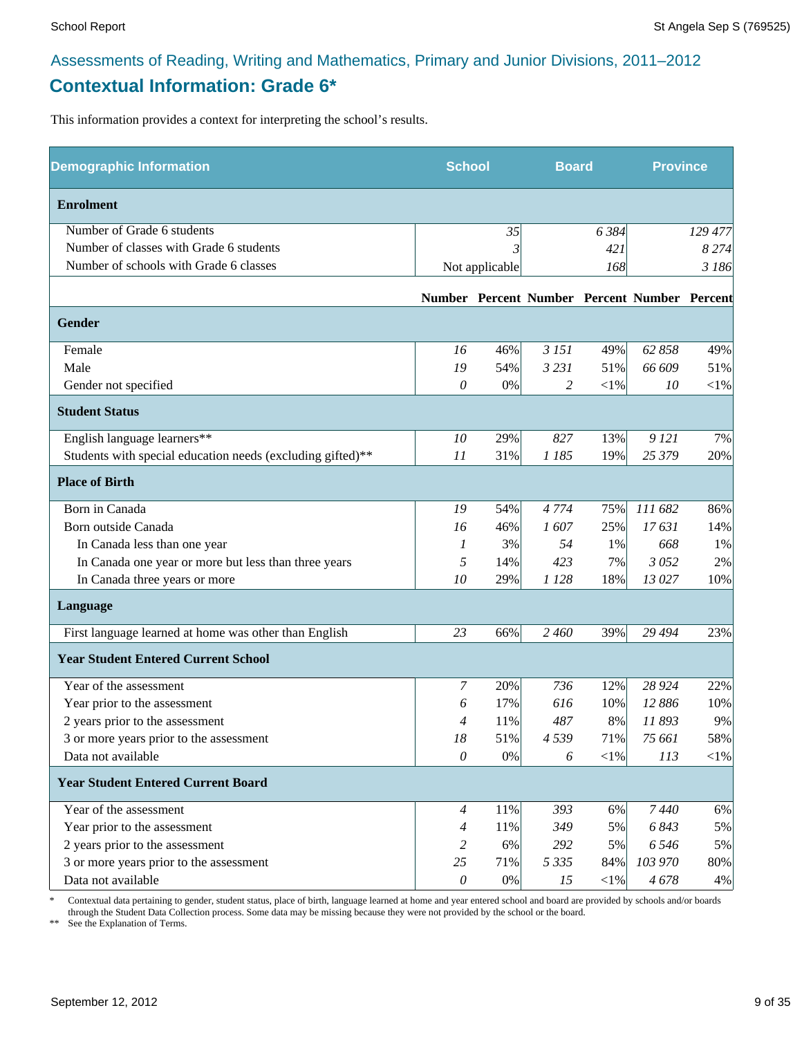Assessments of Reading, Writing and Mathematics, Primary and Junior Divisions, 2011–2012

## Contextual Information: Grade 6*

This information provides a context for interpreting the school's results.

| Demographic Information | School | | Board | | Province | |
|---|---|---|---|---|---|---|
| **Enrolment** | | | | | | |
| Number of Grade 6 students | | *35* | | *6 384* | | *129 477* |
| Number of classes with Grade 6 students | | *3* | | *421* | | *8 274* |
| Number of schools with Grade 6 classes | | Not applicable | | *168* | | *3 186* |
| | **Number** | **Percent** | **Number** | **Percent** | **Number** | **Percent** |
| **Gender** | | | | | | |
| Female | *16* | 46% | *3 151* | 49% | *62 858* | 49% |
| Male | *19* | 54% | *3 231* | 51% | *66 609* | 51% |
| Gender not specified | *0* | 0% | *2* | <1% | *10* | <1% |
| **Student Status** | | | | | | |
| English language learners** | *10* | 29% | *827* | 13% | *9 121* | 7% |
| Students with special education needs (excluding gifted)** | *11* | 31% | *1 185* | 19% | *25 379* | 20% |
| **Place of Birth** | | | | | | |
| Born in Canada | *19* | 54% | *4 774* | 75% | *111 682* | 86% |
| Born outside Canada | *16* | 46% | *1 607* | 25% | *17 631* | 14% |
| In Canada less than one year | *1* | 3% | *54* | 1% | *668* | 1% |
| In Canada one year or more but less than three years | *5* | 14% | *423* | 7% | *3 052* | 2% |
| In Canada three years or more | *10* | 29% | *1 128* | 18% | *13 027* | 10% |
| **Language** | | | | | | |
| First language learned at home was other than English | *23* | 66% | *2 460* | 39% | *29 494* | 23% |
| **Year Student Entered Current School** | | | | | | |
| Year of the assessment | *7* | 20% | *736* | 12% | *28 924* | 22% |
| Year prior to the assessment | *6* | 17% | *616* | 10% | *12 886* | 10% |
| 2 years prior to the assessment | *4* | 11% | *487* | 8% | *11 893* | 9% |
| 3 or more years prior to the assessment | *18* | 51% | *4 539* | 71% | *75 661* | 58% |
| Data not available | *0* | 0% | *6* | <1% | *113* | <1% |
| **Year Student Entered Current Board** | | | | | | |
| Year of the assessment | *4* | 11% | *393* | 6% | *7 440* | 6% |
| Year prior to the assessment | *4* | 11% | *349* | 5% | *6 843* | 5% |
| 2 years prior to the assessment | *2* | 6% | *292* | 5% | *6 546* | 5% |
| 3 or more years prior to the assessment | *25* | 71% | *5 335* | 84% | *103 970* | 80% |
| Data not available | *0* | 0% | *15* | <1% | *4 678* | 4% |

\* Contextual data pertaining to gender, student status, place of birth, language learned at home and year entered school and board are provided by schools and/or boards through the Student Data Collection process. Some data may be missing because they were not provided by the school or the board.

** See the Explanation of Terms.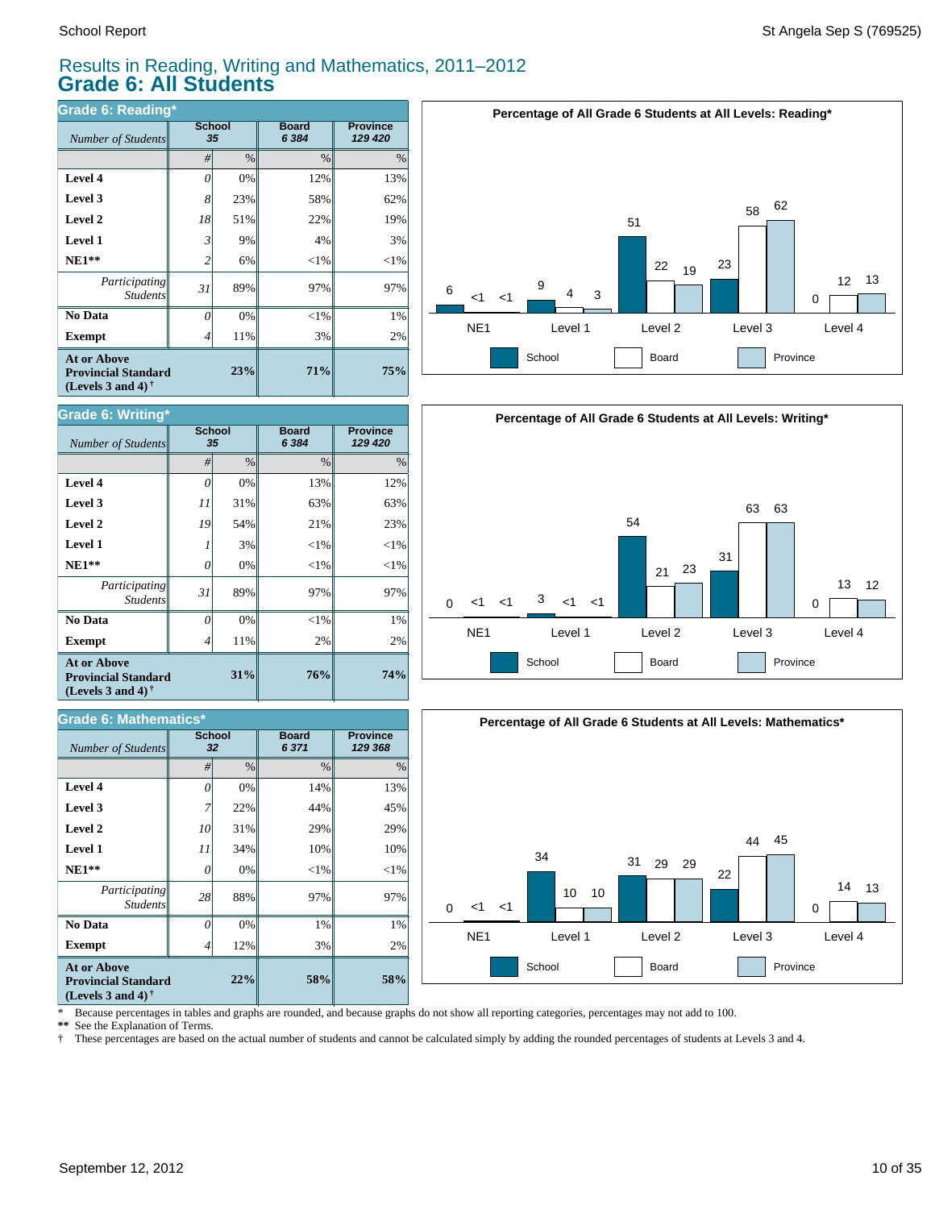# Results in Reading, Writing and Mathematics, 2011–2012

## Grade 6: All Students

### Grade 6: Reading*

| *Number of Students* | School 35 | | Board 6 384 | Province 129 420 |
|---|---|---|---|---|
| | # | % | % | % |
| **Level 4** | 0 | 0% | 12% | 13% |
| **Level 3** | 8 | 23% | 58% | 62% |
| **Level 2** | 18 | 51% | 22% | 19% |
| **Level 1** | 3 | 9% | 4% | 3% |
| **NE1**** | 2 | 6% | <1% | <1% |
| *Participating Students* | 31 | 89% | 97% | 97% |
| **No Data** | 0 | 0% | <1% | 1% |
| **Exempt** | 4 | 11% | 3% | 2% |
| **At or Above Provincial Standard (Levels 3 and 4)** † | | **23%** | **71%** | **75%** |

**Percentage of All Grade 6 Students at All Levels: Reading***

| | NE1 | Level 1 | Level 2 | Level 3 | Level 4 |
|---|---|---|---|---|---|
| School | 6 | 9 | 51 | 23 | 0 |
| Board | <1 | 4 | 22 | 58 | 12 |
| Province | <1 | 3 | 19 | 62 | 13 |

### Grade 6: Writing*

| *Number of Students* | School 35 | | Board 6 384 | Province 129 420 |
|---|---|---|---|---|
| | # | % | % | % |
| **Level 4** | 0 | 0% | 13% | 12% |
| **Level 3** | 11 | 31% | 63% | 63% |
| **Level 2** | 19 | 54% | 21% | 23% |
| **Level 1** | 1 | 3% | <1% | <1% |
| **NE1**** | 0 | 0% | <1% | <1% |
| *Participating Students* | 31 | 89% | 97% | 97% |
| **No Data** | 0 | 0% | <1% | 1% |
| **Exempt** | 4 | 11% | 2% | 2% |
| **At or Above Provincial Standard (Levels 3 and 4)** † | | **31%** | **76%** | **74%** |

**Percentage of All Grade 6 Students at All Levels: Writing***

| | NE1 | Level 1 | Level 2 | Level 3 | Level 4 |
|---|---|---|---|---|---|
| School | 0 | 3 | 54 | 31 | 0 |
| Board | <1 | <1 | 21 | 63 | 13 |
| Province | <1 | <1 | 23 | 63 | 12 |

### Grade 6: Mathematics*

| *Number of Students* | School 32 | | Board 6 371 | Province 129 368 |
|---|---|---|---|---|
| | # | % | % | % |
| **Level 4** | 0 | 0% | 14% | 13% |
| **Level 3** | 7 | 22% | 44% | 45% |
| **Level 2** | 10 | 31% | 29% | 29% |
| **Level 1** | 11 | 34% | 10% | 10% |
| **NE1**** | 0 | 0% | <1% | <1% |
| *Participating Students* | 28 | 88% | 97% | 97% |
| **No Data** | 0 | 0% | 1% | 1% |
| **Exempt** | 4 | 12% | 3% | 2% |
| **At or Above Provincial Standard (Levels 3 and 4)** † | | **22%** | **58%** | **58%** |

**Percentage of All Grade 6 Students at All Levels: Mathematics***

| | NE1 | Level 1 | Level 2 | Level 3 | Level 4 |
|---|---|---|---|---|---|
| School | 0 | 34 | 31 | 22 | 0 |
| Board | <1 | 10 | 29 | 44 | 14 |
| Province | <1 | 10 | 29 | 45 | 13 |

\* Because percentages in tables and graphs are rounded, and because graphs do not show all reporting categories, percentages may not add to 100.

** See the Explanation of Terms.

† These percentages are based on the actual number of students and cannot be calculated simply by adding the rounded percentages of students at Levels 3 and 4.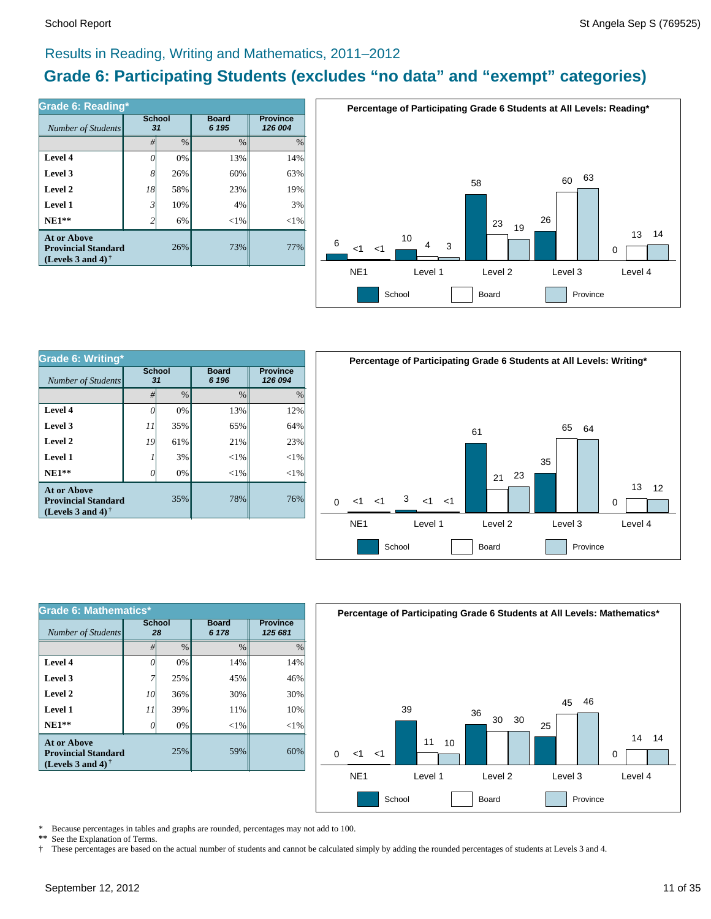## Results in Reading, Writing and Mathematics, 2011–2012

# Grade 6: Participating Students (excludes "no data" and "exempt" categories)

### Grade 6: Reading*

| *Number of Students* | School 31 | | Board 6 195 | Province 126 004 |
|---|---|---|---|---|
| | # | % | % | % |
| **Level 4** | *0* | 0% | 13% | 14% |
| **Level 3** | *8* | 26% | 60% | 63% |
| **Level 2** | *18* | 58% | 23% | 19% |
| **Level 1** | *3* | 10% | 4% | 3% |
| **NE1**** | *2* | 6% | <1% | <1% |
| **At or Above Provincial Standard (Levels 3 and 4)†** | | 26% | 73% | 77% |

**Percentage of Participating Grade 6 Students at All Levels: Reading***

| | NE1 | Level 1 | Level 2 | Level 3 | Level 4 |
|---|---|---|---|---|---|
| School | 6 | 10 | 58 | 26 | 0 |
| Board | <1 | 4 | 23 | 60 | 13 |
| Province | <1 | 3 | 19 | 63 | 14 |

### Grade 6: Writing*

| *Number of Students* | School 31 | | Board 6 196 | Province 126 094 |
|---|---|---|---|---|
| | # | % | % | % |
| **Level 4** | *0* | 0% | 13% | 12% |
| **Level 3** | *11* | 35% | 65% | 64% |
| **Level 2** | *19* | 61% | 21% | 23% |
| **Level 1** | *1* | 3% | <1% | <1% |
| **NE1**** | *0* | 0% | <1% | <1% |
| **At or Above Provincial Standard (Levels 3 and 4)†** | | 35% | 78% | 76% |

**Percentage of Participating Grade 6 Students at All Levels: Writing***

| | NE1 | Level 1 | Level 2 | Level 3 | Level 4 |
|---|---|---|---|---|---|
| School | 0 | 3 | 61 | 35 | 0 |
| Board | <1 | <1 | 21 | 65 | 13 |
| Province | <1 | <1 | 23 | 64 | 12 |

### Grade 6: Mathematics*

| *Number of Students* | School 28 | | Board 6 178 | Province 125 681 |
|---|---|---|---|---|
| | # | % | % | % |
| **Level 4** | *0* | 0% | 14% | 14% |
| **Level 3** | *7* | 25% | 45% | 46% |
| **Level 2** | *10* | 36% | 30% | 30% |
| **Level 1** | *11* | 39% | 11% | 10% |
| **NE1**** | *0* | 0% | <1% | <1% |
| **At or Above Provincial Standard (Levels 3 and 4)†** | | 25% | 59% | 60% |

**Percentage of Participating Grade 6 Students at All Levels: Mathematics***

| | NE1 | Level 1 | Level 2 | Level 3 | Level 4 |
|---|---|---|---|---|---|
| School | 0 | 39 | 36 | 25 | 0 |
| Board | <1 | 11 | 30 | 45 | 14 |
| Province | <1 | 10 | 30 | 46 | 14 |

\* Because percentages in tables and graphs are rounded, percentages may not add to 100.
** See the Explanation of Terms.
† These percentages are based on the actual number of students and cannot be calculated simply by adding the rounded percentages of students at Levels 3 and 4.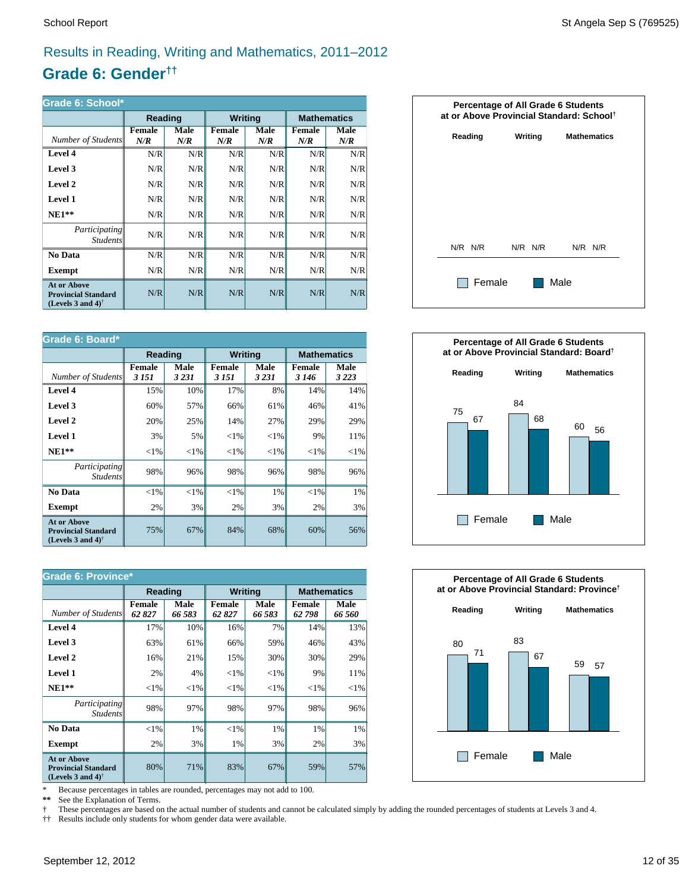## Results in Reading, Writing and Mathematics, 2011–2012

# Grade 6: Gender††

**Grade 6: School***

| | Reading | | Writing | | Mathematics | |
|---|---|---|---|---|---|---|
| *Number of Students* | Female *N/R* | Male *N/R* | Female *N/R* | Male *N/R* | Female *N/R* | Male *N/R* |
| **Level 4** | N/R | N/R | N/R | N/R | N/R | N/R |
| **Level 3** | N/R | N/R | N/R | N/R | N/R | N/R |
| **Level 2** | N/R | N/R | N/R | N/R | N/R | N/R |
| **Level 1** | N/R | N/R | N/R | N/R | N/R | N/R |
| **NE1**** | N/R | N/R | N/R | N/R | N/R | N/R |
| *Participating Students* | N/R | N/R | N/R | N/R | N/R | N/R |
| **No Data** | N/R | N/R | N/R | N/R | N/R | N/R |
| **Exempt** | N/R | N/R | N/R | N/R | N/R | N/R |
| **At or Above Provincial Standard (Levels 3 and 4)†** | N/R | N/R | N/R | N/R | N/R | N/R |

**Percentage of All Grade 6 Students at or Above Provincial Standard: School†**

| | Reading | Writing | Mathematics |
|---|---|---|---|
| Female | N/R | N/R | N/R |
| Male | N/R | N/R | N/R |

**Grade 6: Board***

| | Reading | | Writing | | Mathematics | |
|---|---|---|---|---|---|---|
| *Number of Students* | Female *3 151* | Male *3 231* | Female *3 151* | Male *3 231* | Female *3 146* | Male *3 223* |
| **Level 4** | 15% | 10% | 17% | 8% | 14% | 14% |
| **Level 3** | 60% | 57% | 66% | 61% | 46% | 41% |
| **Level 2** | 20% | 25% | 14% | 27% | 29% | 29% |
| **Level 1** | 3% | 5% | <1% | <1% | 9% | 11% |
| **NE1**** | <1% | <1% | <1% | <1% | <1% | <1% |
| *Participating Students* | 98% | 96% | 98% | 96% | 98% | 96% |
| **No Data** | <1% | <1% | <1% | 1% | <1% | 1% |
| **Exempt** | 2% | 3% | 2% | 3% | 2% | 3% |
| **At or Above Provincial Standard (Levels 3 and 4)†** | 75% | 67% | 84% | 68% | 60% | 56% |

**Percentage of All Grade 6 Students at or Above Provincial Standard: Board†**

| | Reading | Writing | Mathematics |
|---|---|---|---|
| Female | 75 | 84 | 60 |
| Male | 67 | 68 | 56 |

**Grade 6: Province***

| | Reading | | Writing | | Mathematics | |
|---|---|---|---|---|---|---|
| *Number of Students* | Female *62 827* | Male *66 583* | Female *62 827* | Male *66 583* | Female *62 798* | Male *66 560* |
| **Level 4** | 17% | 10% | 16% | 7% | 14% | 13% |
| **Level 3** | 63% | 61% | 66% | 59% | 46% | 43% |
| **Level 2** | 16% | 21% | 15% | 30% | 30% | 29% |
| **Level 1** | 2% | 4% | <1% | <1% | 9% | 11% |
| **NE1**** | <1% | <1% | <1% | <1% | <1% | <1% |
| *Participating Students* | 98% | 97% | 98% | 97% | 98% | 96% |
| **No Data** | <1% | 1% | <1% | 1% | 1% | 1% |
| **Exempt** | 2% | 3% | 1% | 3% | 2% | 3% |
| **At or Above Provincial Standard (Levels 3 and 4)†** | 80% | 71% | 83% | 67% | 59% | 57% |

**Percentage of All Grade 6 Students at or Above Provincial Standard: Province†**

| | Reading | Writing | Mathematics |
|---|---|---|---|
| Female | 80 | 83 | 59 |
| Male | 71 | 67 | 57 |

\* Because percentages in tables are rounded, percentages may not add to 100.
** See the Explanation of Terms.
† These percentages are based on the actual number of students and cannot be calculated simply by adding the rounded percentages of students at Levels 3 and 4.
†† Results include only students for whom gender data were available.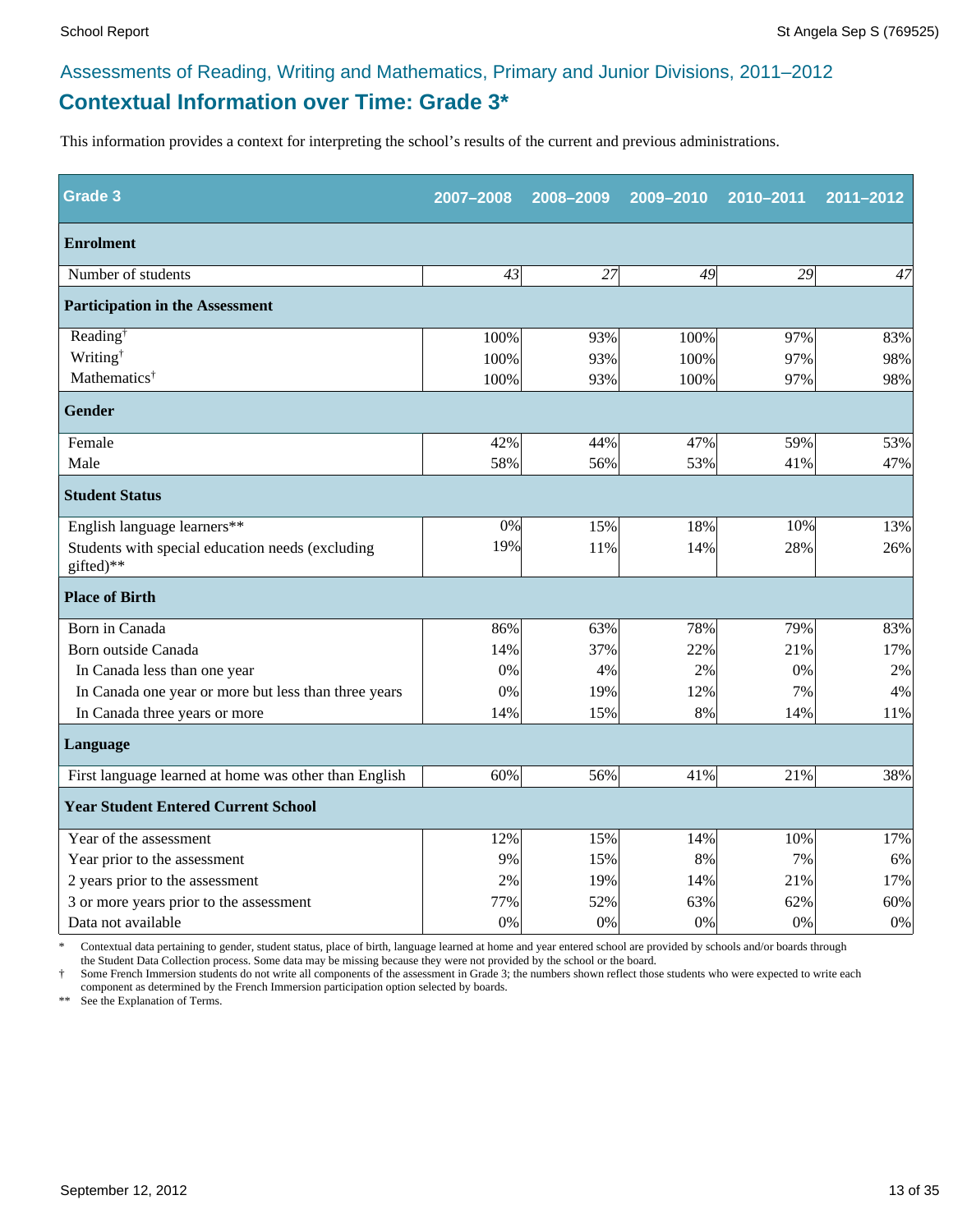## Assessments of Reading, Writing and Mathematics, Primary and Junior Divisions, 2011–2012

# Contextual Information over Time: Grade 3*

This information provides a context for interpreting the school's results of the current and previous administrations.

| Grade 3 | 2007–2008 | 2008–2009 | 2009–2010 | 2010–2011 | 2011–2012 |
|---|---|---|---|---|---|
| **Enrolment** | | | | | |
| Number of students | *43* | *27* | *49* | *29* | *47* |
| **Participation in the Assessment** | | | | | |
| Reading† | 100% | 93% | 100% | 97% | 83% |
| Writing† | 100% | 93% | 100% | 97% | 98% |
| Mathematics† | 100% | 93% | 100% | 97% | 98% |
| **Gender** | | | | | |
| Female | 42% | 44% | 47% | 59% | 53% |
| Male | 58% | 56% | 53% | 41% | 47% |
| **Student Status** | | | | | |
| English language learners** | 0% | 15% | 18% | 10% | 13% |
| Students with special education needs (excluding gifted)** | 19% | 11% | 14% | 28% | 26% |
| **Place of Birth** | | | | | |
| Born in Canada | 86% | 63% | 78% | 79% | 83% |
| Born outside Canada | 14% | 37% | 22% | 21% | 17% |
| In Canada less than one year | 0% | 4% | 2% | 0% | 2% |
| In Canada one year or more but less than three years | 0% | 19% | 12% | 7% | 4% |
| In Canada three years or more | 14% | 15% | 8% | 14% | 11% |
| **Language** | | | | | |
| First language learned at home was other than English | 60% | 56% | 41% | 21% | 38% |
| **Year Student Entered Current School** | | | | | |
| Year of the assessment | 12% | 15% | 14% | 10% | 17% |
| Year prior to the assessment | 9% | 15% | 8% | 7% | 6% |
| 2 years prior to the assessment | 2% | 19% | 14% | 21% | 17% |
| 3 or more years prior to the assessment | 77% | 52% | 63% | 62% | 60% |
| Data not available | 0% | 0% | 0% | 0% | 0% |

\* Contextual data pertaining to gender, student status, place of birth, language learned at home and year entered school are provided by schools and/or boards through the Student Data Collection process. Some data may be missing because they were not provided by the school or the board.

† Some French Immersion students do not write all components of the assessment in Grade 3; the numbers shown reflect those students who were expected to write each component as determined by the French Immersion participation option selected by boards.

** See the Explanation of Terms.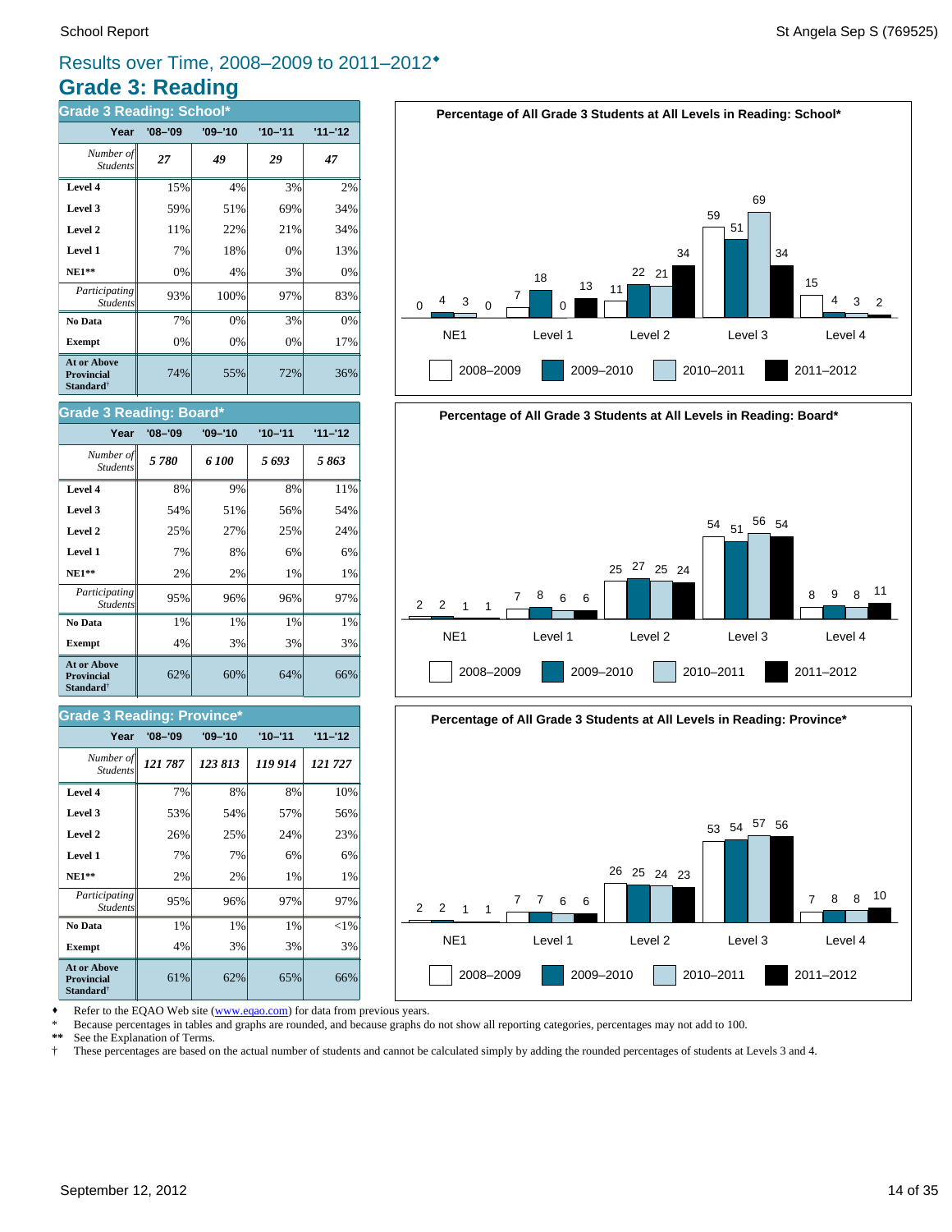Results over Time, 2008–2009 to 2011–2012♦

# Grade 3: Reading

## Grade 3 Reading: School*

| Year | '08–'09 | '09–'10 | '10–'11 | '11–'12 |
|---|---|---|---|---|
| *Number of Students* | *27* | *49* | *29* | *47* |
| **Level 4** | 15% | 4% | 3% | 2% |
| **Level 3** | 59% | 51% | 69% | 34% |
| **Level 2** | 11% | 22% | 21% | 34% |
| **Level 1** | 7% | 18% | 0% | 13% |
| **NE1**** | 0% | 4% | 3% | 0% |
| *Participating Students* | 93% | 100% | 97% | 83% |
| **No Data** | 7% | 0% | 3% | 0% |
| **Exempt** | 0% | 0% | 0% | 17% |
| **At or Above Provincial Standard†** | 74% | 55% | 72% | 36% |

**Percentage of All Grade 3 Students at All Levels in Reading: School***

| | 2008–2009 | 2009–2010 | 2010–2011 | 2011–2012 |
|---|---|---|---|---|
| NE1 | 0 | 4 | 3 | 0 |
| Level 1 | 7 | 18 | 0 | 13 |
| Level 2 | 11 | 22 | 21 | 34 |
| Level 3 | 59 | 51 | 69 | 34 |
| Level 4 | 15 | 4 | 3 | 2 |

## Grade 3 Reading: Board*

| Year | '08–'09 | '09–'10 | '10–'11 | '11–'12 |
|---|---|---|---|---|
| *Number of Students* | *5 780* | *6 100* | *5 693* | *5 863* |
| **Level 4** | 8% | 9% | 8% | 11% |
| **Level 3** | 54% | 51% | 56% | 54% |
| **Level 2** | 25% | 27% | 25% | 24% |
| **Level 1** | 7% | 8% | 6% | 6% |
| **NE1**** | 2% | 2% | 1% | 1% |
| *Participating Students* | 95% | 96% | 96% | 97% |
| **No Data** | 1% | 1% | 1% | 1% |
| **Exempt** | 4% | 3% | 3% | 3% |
| **At or Above Provincial Standard†** | 62% | 60% | 64% | 66% |

**Percentage of All Grade 3 Students at All Levels in Reading: Board***

| | 2008–2009 | 2009–2010 | 2010–2011 | 2011–2012 |
|---|---|---|---|---|
| NE1 | 2 | 2 | 1 | 1 |
| Level 1 | 7 | 8 | 6 | 6 |
| Level 2 | 25 | 27 | 25 | 24 |
| Level 3 | 54 | 51 | 56 | 54 |
| Level 4 | 8 | 9 | 8 | 11 |

## Grade 3 Reading: Province*

| Year | '08–'09 | '09–'10 | '10–'11 | '11–'12 |
|---|---|---|---|---|
| *Number of Students* | *121 787* | *123 813* | *119 914* | *121 727* |
| **Level 4** | 7% | 8% | 8% | 10% |
| **Level 3** | 53% | 54% | 57% | 56% |
| **Level 2** | 26% | 25% | 24% | 23% |
| **Level 1** | 7% | 7% | 6% | 6% |
| **NE1**** | 2% | 2% | 1% | 1% |
| *Participating Students* | 95% | 96% | 97% | 97% |
| **No Data** | 1% | 1% | 1% | <1% |
| **Exempt** | 4% | 3% | 3% | 3% |
| **At or Above Provincial Standard†** | 61% | 62% | 65% | 66% |

**Percentage of All Grade 3 Students at All Levels in Reading: Province***

| | 2008–2009 | 2009–2010 | 2010–2011 | 2011–2012 |
|---|---|---|---|---|
| NE1 | 2 | 2 | 1 | 1 |
| Level 1 | 7 | 7 | 6 | 6 |
| Level 2 | 26 | 25 | 24 | 23 |
| Level 3 | 53 | 54 | 57 | 56 |
| Level 4 | 7 | 8 | 8 | 10 |

♦ Refer to the EQAO Web site (www.eqao.com) for data from previous years.
* Because percentages in tables and graphs are rounded, and because graphs do not show all reporting categories, percentages may not add to 100.
** See the Explanation of Terms.
† These percentages are based on the actual number of students and cannot be calculated simply by adding the rounded percentages of students at Levels 3 and 4.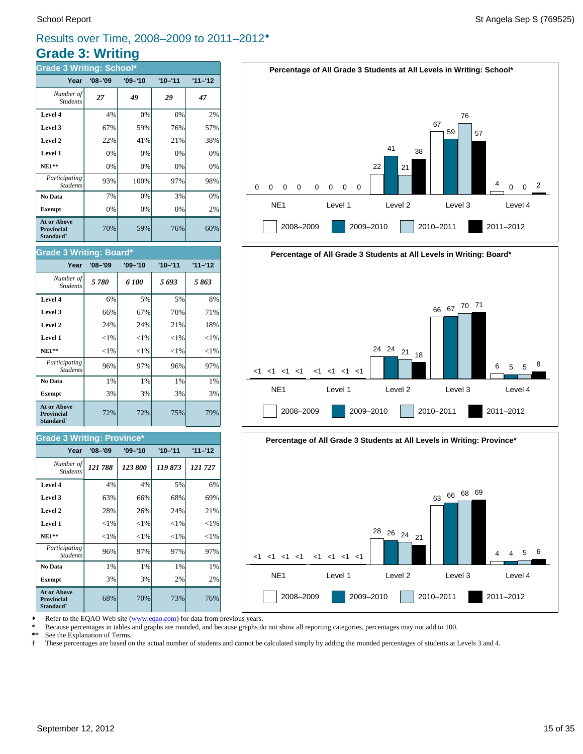## Results over Time, 2008–2009 to 2011–2012♦

# Grade 3: Writing

### Grade 3 Writing: School*

| Year | '08–'09 | '09–'10 | '10–'11 | '11–'12 |
|---|---|---|---|---|
| *Number of Students* | ***27*** | ***49*** | ***29*** | ***47*** |
| **Level 4** | 4% | 0% | 0% | 2% |
| **Level 3** | 67% | 59% | 76% | 57% |
| **Level 2** | 22% | 41% | 21% | 38% |
| **Level 1** | 0% | 0% | 0% | 0% |
| **NE1**** | 0% | 0% | 0% | 0% |
| *Participating Students* | 93% | 100% | 97% | 98% |
| **No Data** | 7% | 0% | 3% | 0% |
| **Exempt** | 0% | 0% | 0% | 2% |
| **At or Above Provincial Standard†** | 70% | 59% | 76% | 60% |

### Grade 3 Writing: Board*

| Year | '08–'09 | '09–'10 | '10–'11 | '11–'12 |
|---|---|---|---|---|
| *Number of Students* | ***5 780*** | ***6 100*** | ***5 693*** | ***5 863*** |
| **Level 4** | 6% | 5% | 5% | 8% |
| **Level 3** | 66% | 67% | 70% | 71% |
| **Level 2** | 24% | 24% | 21% | 18% |
| **Level 1** | <1% | <1% | <1% | <1% |
| **NE1**** | <1% | <1% | <1% | <1% |
| *Participating Students* | 96% | 97% | 96% | 97% |
| **No Data** | 1% | 1% | 1% | 1% |
| **Exempt** | 3% | 3% | 3% | 3% |
| **At or Above Provincial Standard†** | 72% | 72% | 75% | 79% |

### Grade 3 Writing: Province*

| Year | '08–'09 | '09–'10 | '10–'11 | '11–'12 |
|---|---|---|---|---|
| *Number of Students* | ***121 788*** | ***123 800*** | ***119 873*** | ***121 727*** |
| **Level 4** | 4% | 4% | 5% | 6% |
| **Level 3** | 63% | 66% | 68% | 69% |
| **Level 2** | 28% | 26% | 24% | 21% |
| **Level 1** | <1% | <1% | <1% | <1% |
| **NE1**** | <1% | <1% | <1% | <1% |
| *Participating Students* | 96% | 97% | 97% | 97% |
| **No Data** | 1% | 1% | 1% | 1% |
| **Exempt** | 3% | 3% | 2% | 2% |
| **At or Above Provincial Standard†** | 68% | 70% | 73% | 76% |

**Percentage of All Grade 3 Students at All Levels in Writing: School***

| | NE1 | Level 1 | Level 2 | Level 3 | Level 4 |
|---|---|---|---|---|---|
| 2008–2009 | 0 | 0 | 22 | 67 | 4 |
| 2009–2010 | 0 | 0 | 41 | 59 | 0 |
| 2010–2011 | 0 | 0 | 21 | 76 | 0 |
| 2011–2012 | 0 | 0 | 38 | 57 | 2 |

**Percentage of All Grade 3 Students at All Levels in Writing: Board***

| | NE1 | Level 1 | Level 2 | Level 3 | Level 4 |
|---|---|---|---|---|---|
| 2008–2009 | <1 | <1 | 24 | 66 | 6 |
| 2009–2010 | <1 | <1 | 24 | 67 | 5 |
| 2010–2011 | <1 | <1 | 21 | 70 | 5 |
| 2011–2012 | <1 | <1 | 18 | 71 | 8 |

**Percentage of All Grade 3 Students at All Levels in Writing: Province***

| | NE1 | Level 1 | Level 2 | Level 3 | Level 4 |
|---|---|---|---|---|---|
| 2008–2009 | <1 | <1 | 28 | 63 | 4 |
| 2009–2010 | <1 | <1 | 26 | 66 | 4 |
| 2010–2011 | <1 | <1 | 24 | 68 | 5 |
| 2011–2012 | <1 | <1 | 21 | 69 | 6 |

♦ Refer to the EQAO Web site (www.eqao.com) for data from previous years.
* Because percentages in tables and graphs are rounded, and because graphs do not show all reporting categories, percentages may not add to 100.
** See the Explanation of Terms.
† These percentages are based on the actual number of students and cannot be calculated simply by adding the rounded percentages of students at Levels 3 and 4.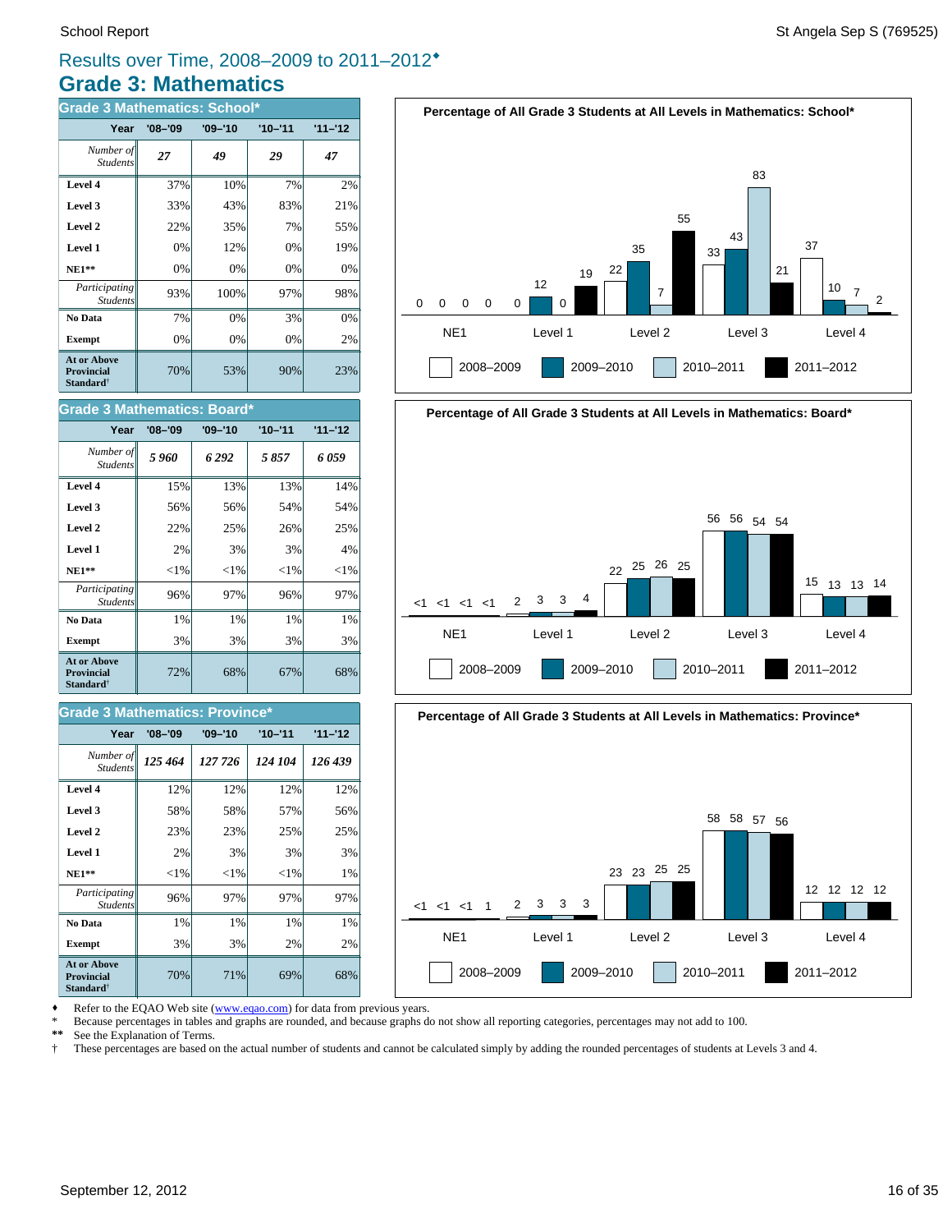# Results over Time, 2008–2009 to 2011–2012♦

## Grade 3: Mathematics

### Grade 3 Mathematics: School*

| Year | '08–'09 | '09–'10 | '10–'11 | '11–'12 |
|---|---|---|---|---|
| *Number of Students* | *27* | *49* | *29* | *47* |
| **Level 4** | 37% | 10% | 7% | 2% |
| **Level 3** | 33% | 43% | 83% | 21% |
| **Level 2** | 22% | 35% | 7% | 55% |
| **Level 1** | 0% | 12% | 0% | 19% |
| **NE1**** | 0% | 0% | 0% | 0% |
| *Participating Students* | 93% | 100% | 97% | 98% |
| **No Data** | 7% | 0% | 3% | 0% |
| **Exempt** | 0% | 0% | 0% | 2% |
| **At or Above Provincial Standard†** | 70% | 53% | 90% | 23% |

### Grade 3 Mathematics: Board*

| Year | '08–'09 | '09–'10 | '10–'11 | '11–'12 |
|---|---|---|---|---|
| *Number of Students* | *5 960* | *6 292* | *5 857* | *6 059* |
| **Level 4** | 15% | 13% | 13% | 14% |
| **Level 3** | 56% | 56% | 54% | 54% |
| **Level 2** | 22% | 25% | 26% | 25% |
| **Level 1** | 2% | 3% | 3% | 4% |
| **NE1**** | <1% | <1% | <1% | <1% |
| *Participating Students* | 96% | 97% | 96% | 97% |
| **No Data** | 1% | 1% | 1% | 1% |
| **Exempt** | 3% | 3% | 3% | 3% |
| **At or Above Provincial Standard†** | 72% | 68% | 67% | 68% |

### Grade 3 Mathematics: Province*

| Year | '08–'09 | '09–'10 | '10–'11 | '11–'12 |
|---|---|---|---|---|
| *Number of Students* | *125 464* | *127 726* | *124 104* | *126 439* |
| **Level 4** | 12% | 12% | 12% | 12% |
| **Level 3** | 58% | 58% | 57% | 56% |
| **Level 2** | 23% | 23% | 25% | 25% |
| **Level 1** | 2% | 3% | 3% | 3% |
| **NE1**** | <1% | <1% | <1% | 1% |
| *Participating Students* | 96% | 97% | 97% | 97% |
| **No Data** | 1% | 1% | 1% | 1% |
| **Exempt** | 3% | 3% | 2% | 2% |
| **At or Above Provincial Standard†** | 70% | 71% | 69% | 68% |

**Percentage of All Grade 3 Students at All Levels in Mathematics: School***

| | NE1 | Level 1 | Level 2 | Level 3 | Level 4 |
|---|---|---|---|---|---|
| 2008–2009 | 0 | 0 | 22 | 33 | 37 |
| 2009–2010 | 0 | 12 | 35 | 43 | 10 |
| 2010–2011 | 0 | 0 | 7 | 83 | 7 |
| 2011–2012 | 0 | 19 | 55 | 21 | 2 |

**Percentage of All Grade 3 Students at All Levels in Mathematics: Board***

| | NE1 | Level 1 | Level 2 | Level 3 | Level 4 |
|---|---|---|---|---|---|
| 2008–2009 | <1 | 2 | 22 | 56 | 15 |
| 2009–2010 | <1 | 3 | 25 | 56 | 13 |
| 2010–2011 | <1 | 3 | 26 | 54 | 13 |
| 2011–2012 | <1 | 4 | 25 | 54 | 14 |

**Percentage of All Grade 3 Students at All Levels in Mathematics: Province***

| | NE1 | Level 1 | Level 2 | Level 3 | Level 4 |
|---|---|---|---|---|---|
| 2008–2009 | <1 | 2 | 23 | 58 | 12 |
| 2009–2010 | <1 | 3 | 23 | 58 | 12 |
| 2010–2011 | <1 | 3 | 25 | 57 | 12 |
| 2011–2012 | 1 | 3 | 25 | 56 | 12 |

♦ Refer to the EQAO Web site (www.eqao.com) for data from previous years.
\* Because percentages in tables and graphs are rounded, and because graphs do not show all reporting categories, percentages may not add to 100.
** See the Explanation of Terms.
† These percentages are based on the actual number of students and cannot be calculated simply by adding the rounded percentages of students at Levels 3 and 4.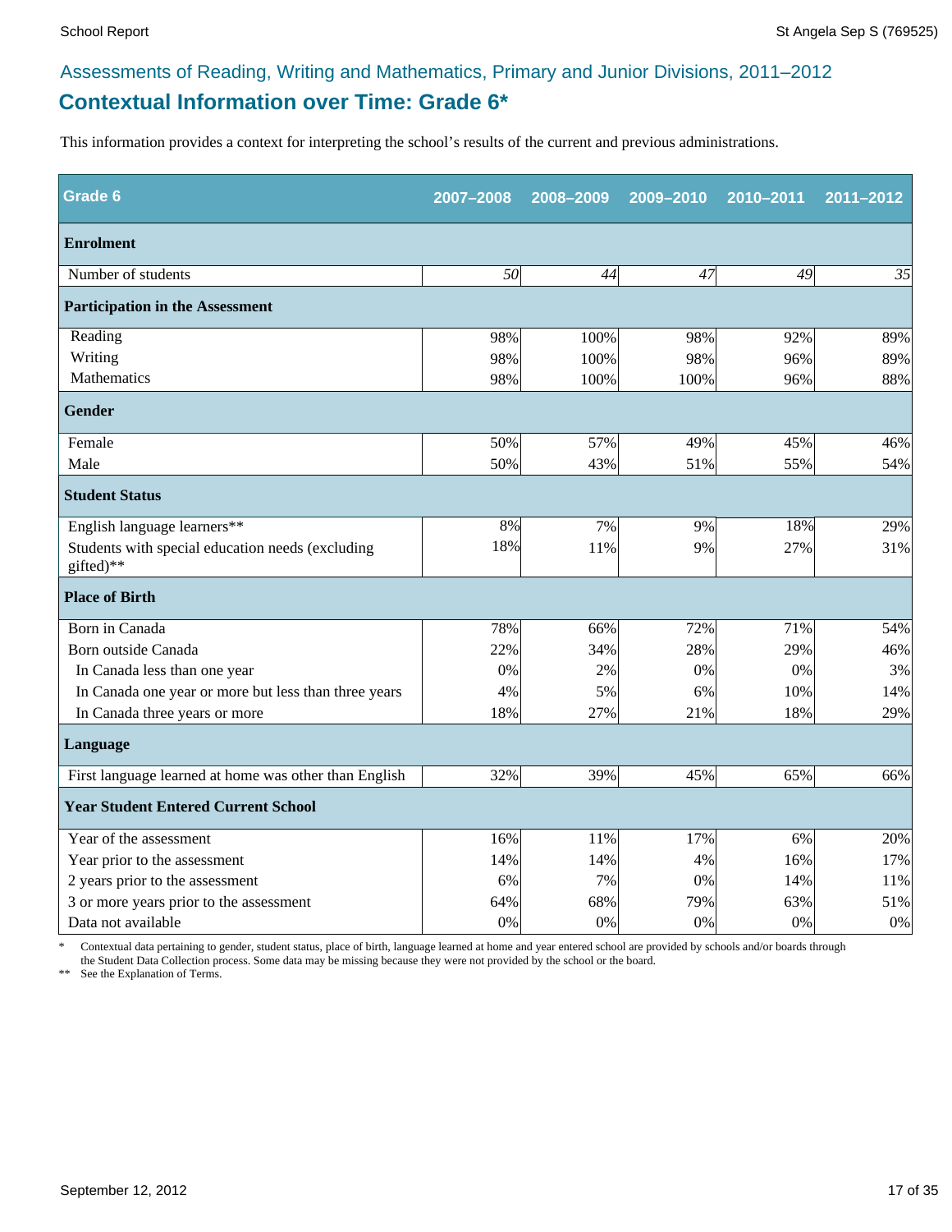Assessments of Reading, Writing and Mathematics, Primary and Junior Divisions, 2011–2012

## Contextual Information over Time: Grade 6*

This information provides a context for interpreting the school's results of the current and previous administrations.

| Grade 6 | 2007–2008 | 2008–2009 | 2009–2010 | 2010–2011 | 2011–2012 |
|---|---|---|---|---|---|
| **Enrolment** | | | | | |
| Number of students | *50* | *44* | *47* | *49* | *35* |
| **Participation in the Assessment** | | | | | |
| Reading | 98% | 100% | 98% | 92% | 89% |
| Writing | 98% | 100% | 98% | 96% | 89% |
| Mathematics | 98% | 100% | 100% | 96% | 88% |
| **Gender** | | | | | |
| Female | 50% | 57% | 49% | 45% | 46% |
| Male | 50% | 43% | 51% | 55% | 54% |
| **Student Status** | | | | | |
| English language learners** | 8% | 7% | 9% | 18% | 29% |
| Students with special education needs (excluding gifted)** | 18% | 11% | 9% | 27% | 31% |
| **Place of Birth** | | | | | |
| Born in Canada | 78% | 66% | 72% | 71% | 54% |
| Born outside Canada | 22% | 34% | 28% | 29% | 46% |
| In Canada less than one year | 0% | 2% | 0% | 0% | 3% |
| In Canada one year or more but less than three years | 4% | 5% | 6% | 10% | 14% |
| In Canada three years or more | 18% | 27% | 21% | 18% | 29% |
| **Language** | | | | | |
| First language learned at home was other than English | 32% | 39% | 45% | 65% | 66% |
| **Year Student Entered Current School** | | | | | |
| Year of the assessment | 16% | 11% | 17% | 6% | 20% |
| Year prior to the assessment | 14% | 14% | 4% | 16% | 17% |
| 2 years prior to the assessment | 6% | 7% | 0% | 14% | 11% |
| 3 or more years prior to the assessment | 64% | 68% | 79% | 63% | 51% |
| Data not available | 0% | 0% | 0% | 0% | 0% |

\* Contextual data pertaining to gender, student status, place of birth, language learned at home and year entered school are provided by schools and/or boards through the Student Data Collection process. Some data may be missing because they were not provided by the school or the board.

\*\* See the Explanation of Terms.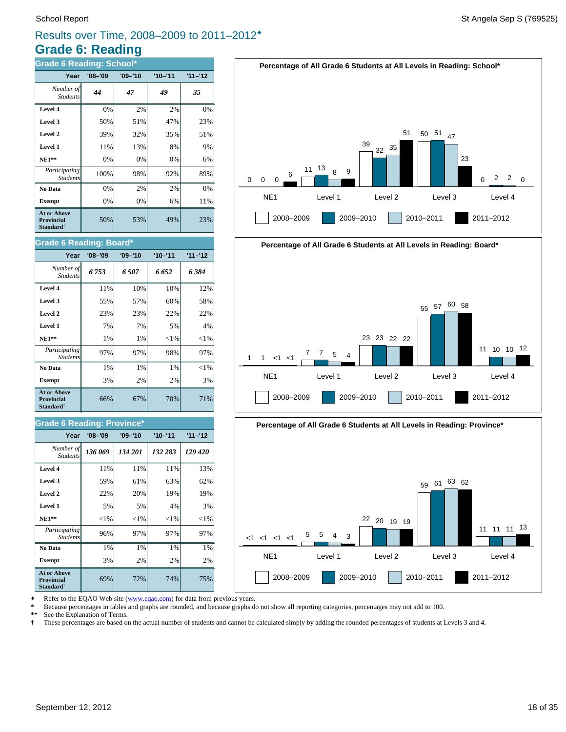## Results over Time, 2008–2009 to 2011–2012♦

# Grade 6: Reading

### Grade 6 Reading: School*

| Year | '08–'09 | '09–'10 | '10–'11 | '11–'12 |
|---|---|---|---|---|
| *Number of Students* | ***44*** | ***47*** | ***49*** | ***35*** |
| **Level 4** | 0% | 2% | 2% | 0% |
| **Level 3** | 50% | 51% | 47% | 23% |
| **Level 2** | 39% | 32% | 35% | 51% |
| **Level 1** | 11% | 13% | 8% | 9% |
| **NE1**** | 0% | 0% | 0% | 6% |
| *Participating Students* | 100% | 98% | 92% | 89% |
| **No Data** | 0% | 2% | 2% | 0% |
| **Exempt** | 0% | 0% | 6% | 11% |
| **At or Above Provincial Standard†** | 50% | 53% | 49% | 23% |

### Grade 6 Reading: Board*

| Year | '08–'09 | '09–'10 | '10–'11 | '11–'12 |
|---|---|---|---|---|
| *Number of Students* | ***6 753*** | ***6 507*** | ***6 652*** | ***6 384*** |
| **Level 4** | 11% | 10% | 10% | 12% |
| **Level 3** | 55% | 57% | 60% | 58% |
| **Level 2** | 23% | 23% | 22% | 22% |
| **Level 1** | 7% | 7% | 5% | 4% |
| **NE1**** | 1% | 1% | <1% | <1% |
| *Participating Students* | 97% | 97% | 98% | 97% |
| **No Data** | 1% | 1% | 1% | <1% |
| **Exempt** | 3% | 2% | 2% | 3% |
| **At or Above Provincial Standard†** | 66% | 67% | 70% | 71% |

### Grade 6 Reading: Province*

| Year | '08–'09 | '09–'10 | '10–'11 | '11–'12 |
|---|---|---|---|---|
| *Number of Students* | ***136 069*** | ***134 201*** | ***132 283*** | ***129 420*** |
| **Level 4** | 11% | 11% | 11% | 13% |
| **Level 3** | 59% | 61% | 63% | 62% |
| **Level 2** | 22% | 20% | 19% | 19% |
| **Level 1** | 5% | 5% | 4% | 3% |
| **NE1**** | <1% | <1% | <1% | <1% |
| *Participating Students* | 96% | 97% | 97% | 97% |
| **No Data** | 1% | 1% | 1% | 1% |
| **Exempt** | 3% | 2% | 2% | 2% |
| **At or Above Provincial Standard†** | 69% | 72% | 74% | 75% |

**Percentage of All Grade 6 Students at All Levels in Reading: School***

| | 2008–2009 | 2009–2010 | 2010–2011 | 2011–2012 |
|---|---|---|---|---|
| NE1 | 0 | 0 | 0 | 6 |
| Level 1 | 11 | 13 | 8 | 9 |
| Level 2 | 39 | 32 | 35 | 51 |
| Level 3 | 50 | 51 | 47 | 23 |
| Level 4 | 0 | 2 | 2 | 0 |

**Percentage of All Grade 6 Students at All Levels in Reading: Board***

| | 2008–2009 | 2009–2010 | 2010–2011 | 2011–2012 |
|---|---|---|---|---|
| NE1 | 1 | 1 | <1 | <1 |
| Level 1 | 7 | 7 | 5 | 4 |
| Level 2 | 23 | 23 | 22 | 22 |
| Level 3 | 55 | 57 | 60 | 58 |
| Level 4 | 11 | 10 | 10 | 12 |

**Percentage of All Grade 6 Students at All Levels in Reading: Province***

| | 2008–2009 | 2009–2010 | 2010–2011 | 2011–2012 |
|---|---|---|---|---|
| NE1 | <1 | <1 | <1 | <1 |
| Level 1 | 5 | 5 | 4 | 3 |
| Level 2 | 22 | 20 | 19 | 19 |
| Level 3 | 59 | 61 | 63 | 62 |
| Level 4 | 11 | 11 | 11 | 13 |

♦ Refer to the EQAO Web site (www.eqao.com) for data from previous years.
\* Because percentages in tables and graphs are rounded, and because graphs do not show all reporting categories, percentages may not add to 100.
** See the Explanation of Terms.
† These percentages are based on the actual number of students and cannot be calculated simply by adding the rounded percentages of students at Levels 3 and 4.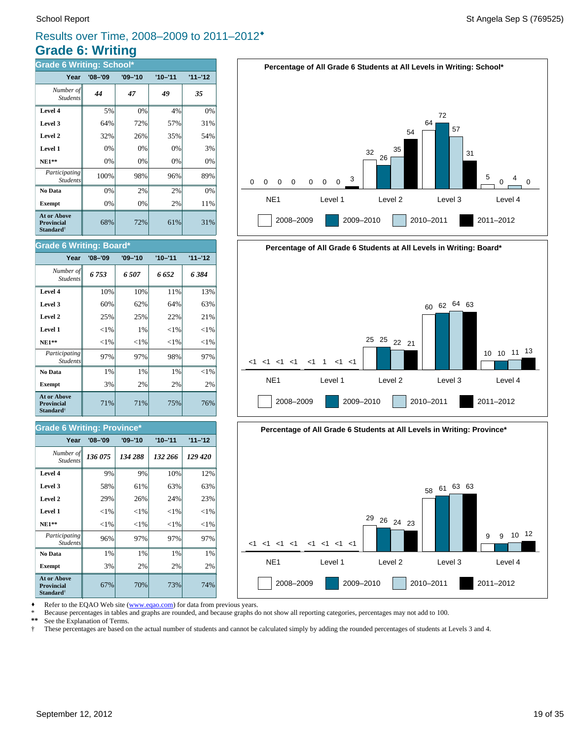# Results over Time, 2008–2009 to 2011–2012♦

## Grade 6: Writing

### Grade 6 Writing: School*

| Year | '08–'09 | '09–'10 | '10–'11 | '11–'12 |
|---|---|---|---|---|
| *Number of Students* | ***44*** | ***47*** | ***49*** | ***35*** |
| **Level 4** | 5% | 0% | 4% | 0% |
| **Level 3** | 64% | 72% | 57% | 31% |
| **Level 2** | 32% | 26% | 35% | 54% |
| **Level 1** | 0% | 0% | 0% | 3% |
| **NE1**** | 0% | 0% | 0% | 0% |
| *Participating Students* | 100% | 98% | 96% | 89% |
| **No Data** | 0% | 2% | 2% | 0% |
| **Exempt** | 0% | 0% | 2% | 11% |
| **At or Above Provincial Standard†** | 68% | 72% | 61% | 31% |

**Percentage of All Grade 6 Students at All Levels in Writing: School***

| | NE1 | Level 1 | Level 2 | Level 3 | Level 4 |
|---|---|---|---|---|---|
| 2008–2009 | 0 | 0 | 32 | 64 | 5 |
| 2009–2010 | 0 | 0 | 26 | 72 | 0 |
| 2010–2011 | 0 | 0 | 35 | 57 | 4 |
| 2011–2012 | 0 | 3 | 54 | 31 | 0 |

### Grade 6 Writing: Board*

| Year | '08–'09 | '09–'10 | '10–'11 | '11–'12 |
|---|---|---|---|---|
| *Number of Students* | ***6 753*** | ***6 507*** | ***6 652*** | ***6 384*** |
| **Level 4** | 10% | 10% | 11% | 13% |
| **Level 3** | 60% | 62% | 64% | 63% |
| **Level 2** | 25% | 25% | 22% | 21% |
| **Level 1** | <1% | 1% | <1% | <1% |
| **NE1**** | <1% | <1% | <1% | <1% |
| *Participating Students* | 97% | 97% | 98% | 97% |
| **No Data** | 1% | 1% | 1% | <1% |
| **Exempt** | 3% | 2% | 2% | 2% |
| **At or Above Provincial Standard†** | 71% | 71% | 75% | 76% |

**Percentage of All Grade 6 Students at All Levels in Writing: Board***

| | NE1 | Level 1 | Level 2 | Level 3 | Level 4 |
|---|---|---|---|---|---|
| 2008–2009 | <1 | <1 | 25 | 60 | 10 |
| 2009–2010 | <1 | 1 | 25 | 62 | 10 |
| 2010–2011 | <1 | <1 | 22 | 64 | 11 |
| 2011–2012 | <1 | <1 | 21 | 63 | 13 |

### Grade 6 Writing: Province*

| Year | '08–'09 | '09–'10 | '10–'11 | '11–'12 |
|---|---|---|---|---|
| *Number of Students* | ***136 075*** | ***134 288*** | ***132 266*** | ***129 420*** |
| **Level 4** | 9% | 9% | 10% | 12% |
| **Level 3** | 58% | 61% | 63% | 63% |
| **Level 2** | 29% | 26% | 24% | 23% |
| **Level 1** | <1% | <1% | <1% | <1% |
| **NE1**** | <1% | <1% | <1% | <1% |
| *Participating Students* | 96% | 97% | 97% | 97% |
| **No Data** | 1% | 1% | 1% | 1% |
| **Exempt** | 3% | 2% | 2% | 2% |
| **At or Above Provincial Standard†** | 67% | 70% | 73% | 74% |

**Percentage of All Grade 6 Students at All Levels in Writing: Province***

| | NE1 | Level 1 | Level 2 | Level 3 | Level 4 |
|---|---|---|---|---|---|
| 2008–2009 | <1 | <1 | 29 | 58 | 9 |
| 2009–2010 | <1 | <1 | 26 | 61 | 9 |
| 2010–2011 | <1 | <1 | 24 | 63 | 10 |
| 2011–2012 | <1 | <1 | 23 | 63 | 12 |

♦ Refer to the EQAO Web site (www.eqao.com) for data from previous years.
\* Because percentages in tables and graphs are rounded, and because graphs do not show all reporting categories, percentages may not add to 100.
** See the Explanation of Terms.
† These percentages are based on the actual number of students and cannot be calculated simply by adding the rounded percentages of students at Levels 3 and 4.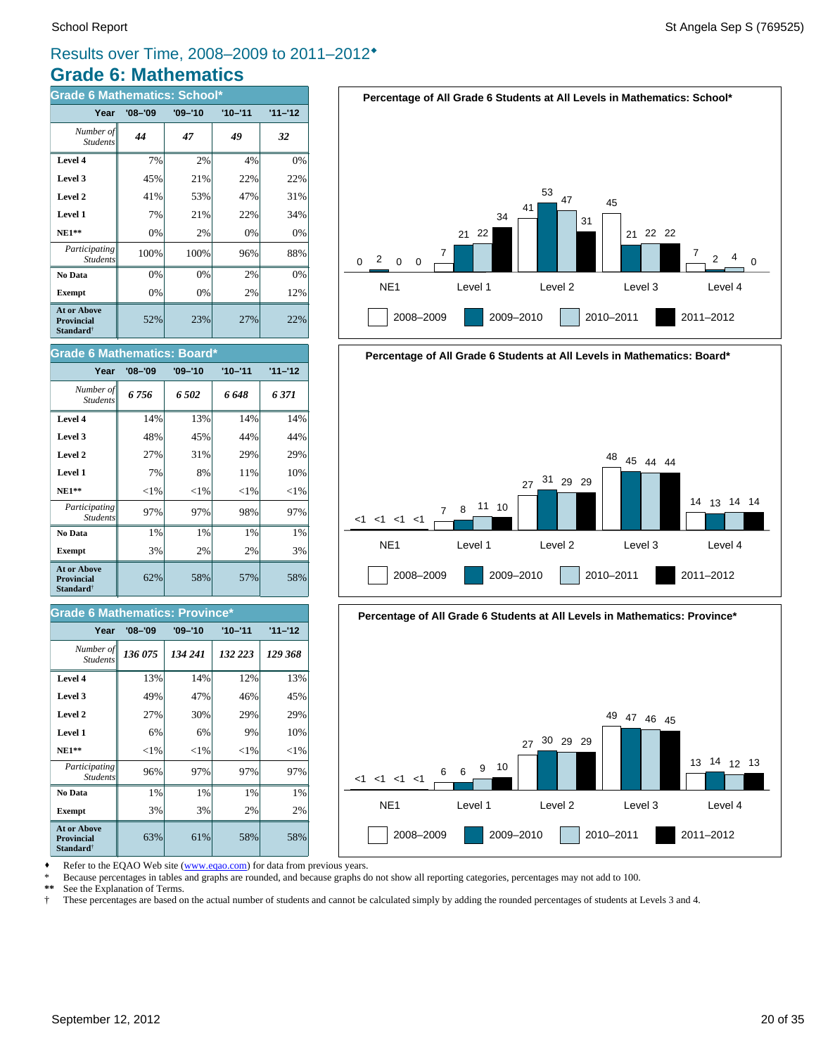# Results over Time, 2008–2009 to 2011–2012♦

## Grade 6: Mathematics

### Grade 6 Mathematics: School*

| Year | '08–'09 | '09–'10 | '10–'11 | '11–'12 |
|---|---|---|---|---|
| *Number of Students* | ***44*** | ***47*** | ***49*** | ***32*** |
| **Level 4** | 7% | 2% | 4% | 0% |
| **Level 3** | 45% | 21% | 22% | 22% |
| **Level 2** | 41% | 53% | 47% | 31% |
| **Level 1** | 7% | 21% | 22% | 34% |
| **NE1**** | 0% | 2% | 0% | 0% |
| *Participating Students* | 100% | 100% | 96% | 88% |
| **No Data** | 0% | 0% | 2% | 0% |
| **Exempt** | 0% | 0% | 2% | 12% |
| **At or Above Provincial Standard†** | 52% | 23% | 27% | 22% |

### Grade 6 Mathematics: Board*

| Year | '08–'09 | '09–'10 | '10–'11 | '11–'12 |
|---|---|---|---|---|
| *Number of Students* | ***6 756*** | ***6 502*** | ***6 648*** | ***6 371*** |
| **Level 4** | 14% | 13% | 14% | 14% |
| **Level 3** | 48% | 45% | 44% | 44% |
| **Level 2** | 27% | 31% | 29% | 29% |
| **Level 1** | 7% | 8% | 11% | 10% |
| **NE1**** | <1% | <1% | <1% | <1% |
| *Participating Students* | 97% | 97% | 98% | 97% |
| **No Data** | 1% | 1% | 1% | 1% |
| **Exempt** | 3% | 2% | 2% | 3% |
| **At or Above Provincial Standard†** | 62% | 58% | 57% | 58% |

### Grade 6 Mathematics: Province*

| Year | '08–'09 | '09–'10 | '10–'11 | '11–'12 |
|---|---|---|---|---|
| *Number of Students* | ***136 075*** | ***134 241*** | ***132 223*** | ***129 368*** |
| **Level 4** | 13% | 14% | 12% | 13% |
| **Level 3** | 49% | 47% | 46% | 45% |
| **Level 2** | 27% | 30% | 29% | 29% |
| **Level 1** | 6% | 6% | 9% | 10% |
| **NE1**** | <1% | <1% | <1% | <1% |
| *Participating Students* | 96% | 97% | 97% | 97% |
| **No Data** | 1% | 1% | 1% | 1% |
| **Exempt** | 3% | 3% | 2% | 2% |
| **At or Above Provincial Standard†** | 63% | 61% | 58% | 58% |

**Percentage of All Grade 6 Students at All Levels in Mathematics: School***

| | NE1 | Level 1 | Level 2 | Level 3 | Level 4 |
|---|---|---|---|---|---|
| 2008–2009 | 0 | 7 | 41 | 45 | 7 |
| 2009–2010 | 2 | 21 | 53 | 21 | 2 |
| 2010–2011 | 0 | 22 | 47 | 22 | 4 |
| 2011–2012 | 0 | 34 | 31 | 22 | 0 |

**Percentage of All Grade 6 Students at All Levels in Mathematics: Board***

| | NE1 | Level 1 | Level 2 | Level 3 | Level 4 |
|---|---|---|---|---|---|
| 2008–2009 | <1 | 7 | 27 | 48 | 14 |
| 2009–2010 | <1 | 8 | 31 | 45 | 13 |
| 2010–2011 | <1 | 11 | 29 | 44 | 14 |
| 2011–2012 | <1 | 10 | 29 | 44 | 14 |

**Percentage of All Grade 6 Students at All Levels in Mathematics: Province***

| | NE1 | Level 1 | Level 2 | Level 3 | Level 4 |
|---|---|---|---|---|---|
| 2008–2009 | <1 | 6 | 27 | 49 | 13 |
| 2009–2010 | <1 | 6 | 30 | 47 | 14 |
| 2010–2011 | <1 | 9 | 29 | 46 | 12 |
| 2011–2012 | <1 | 10 | 29 | 45 | 13 |

♦ Refer to the EQAO Web site (www.eqao.com) for data from previous years.

\* Because percentages in tables and graphs are rounded, and because graphs do not show all reporting categories, percentages may not add to 100.

** See the Explanation of Terms.

† These percentages are based on the actual number of students and cannot be calculated simply by adding the rounded percentages of students at Levels 3 and 4.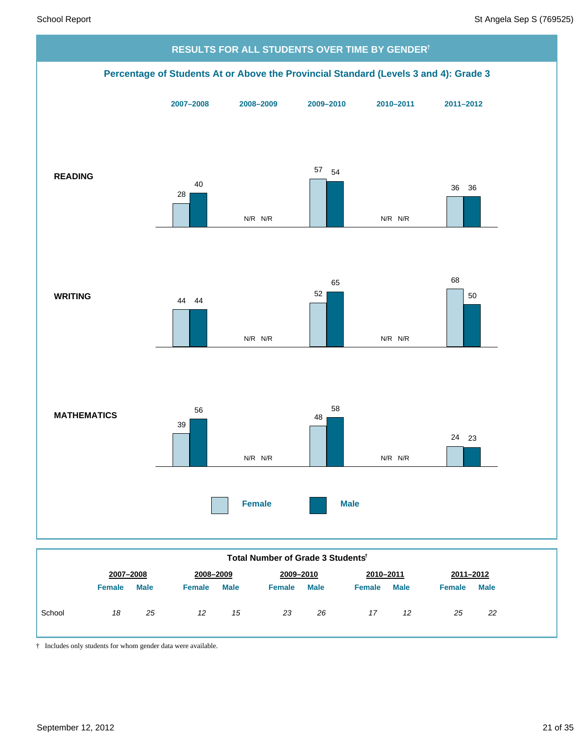## RESULTS FOR ALL STUDENTS OVER TIME BY GENDER†

### Percentage of Students At or Above the Provincial Standard (Levels 3 and 4): Grade 3

| | 2007–2008 Female | 2007–2008 Male | 2008–2009 Female | 2008–2009 Male | 2009–2010 Female | 2009–2010 Male | 2010–2011 Female | 2010–2011 Male | 2011–2012 Female | 2011–2012 Male |
|---|---|---|---|---|---|---|---|---|---|---|
| **READING** | 28 | 40 | N/R | N/R | 57 | 54 | N/R | N/R | 36 | 36 |
| **WRITING** | 44 | 44 | N/R | N/R | 52 | 65 | N/R | N/R | 68 | 50 |
| **MATHEMATICS** | 39 | 56 | N/R | N/R | 48 | 58 | N/R | N/R | 24 | 23 |

**Total Number of Grade 3 Students†**

| | 2007–2008 | | 2008–2009 | | 2009–2010 | | 2010–2011 | | 2011–2012 | |
|---|---|---|---|---|---|---|---|---|---|---|
| | Female | Male | Female | Male | Female | Male | Female | Male | Female | Male |
| School | *18* | *25* | *12* | *15* | *23* | *26* | *17* | *12* | *25* | *22* |

† Includes only students for whom gender data were available.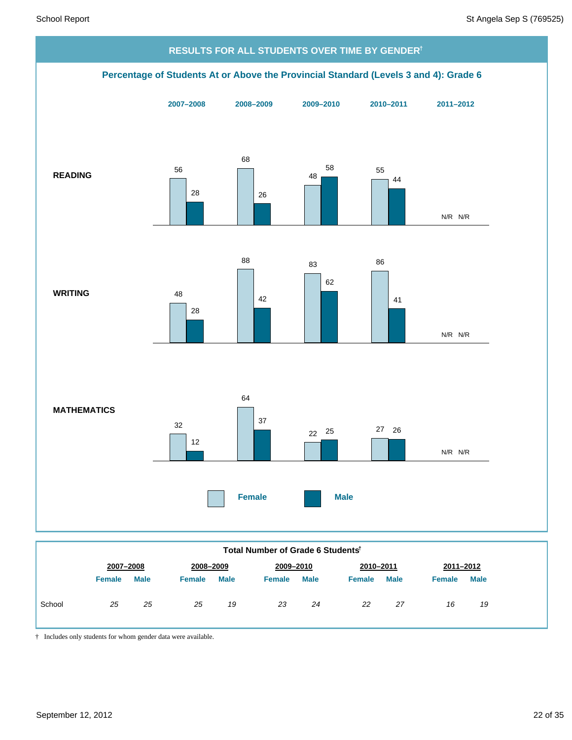## RESULTS FOR ALL STUDENTS OVER TIME BY GENDER†

### Percentage of Students At or Above the Provincial Standard (Levels 3 and 4): Grade 6

| | 2007–2008 | | 2008–2009 | | 2009–2010 | | 2010–2011 | | 2011–2012 | |
|---|---|---|---|---|---|---|---|---|---|---|
| | Female | Male | Female | Male | Female | Male | Female | Male | Female | Male |
| **READING** | 56 | 28 | 68 | 26 | 48 | 58 | 55 | 44 | N/R | N/R |
| **WRITING** | 48 | 28 | 88 | 42 | 83 | 62 | 86 | 41 | N/R | N/R |
| **MATHEMATICS** | 32 | 12 | 64 | 37 | 22 | 25 | 27 | 26 | N/R | N/R |

### Total Number of Grade 6 Students†

| | 2007–2008 | | 2008–2009 | | 2009–2010 | | 2010–2011 | | 2011–2012 | |
|---|---|---|---|---|---|---|---|---|---|---|
| | Female | Male | Female | Male | Female | Male | Female | Male | Female | Male |
| School | *25* | *25* | *25* | *19* | *23* | *24* | *22* | *27* | *16* | *19* |

† Includes only students for whom gender data were available.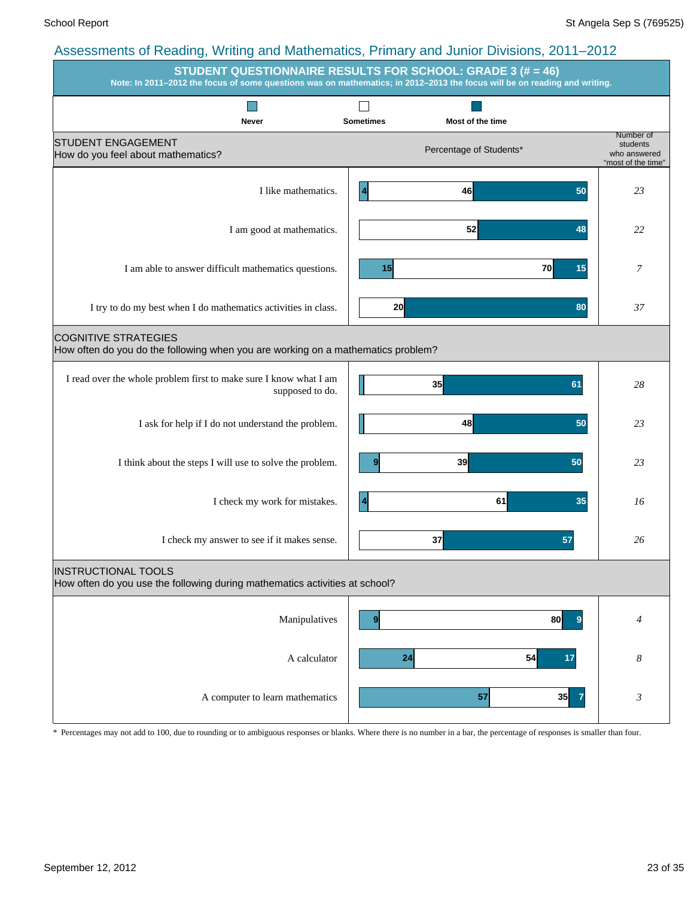# Assessments of Reading, Writing and Mathematics, Primary and Junior Divisions, 2011–2012

## STUDENT QUESTIONNAIRE RESULTS FOR SCHOOL: GRADE 3 (# = 46)

**Note: In 2011–2012 the focus of some questions was on mathematics; in 2012–2013 the focus will be on reading and writing.**

Percentage of Students*

### STUDENT ENGAGEMENT
How do you feel about mathematics?

| Statement | Never | Sometimes | Most of the time | Number of students who answered "most of the time" |
|---|---|---|---|---|
| I like mathematics. | 4 | 46 | 50 | 23 |
| I am good at mathematics. | | 52 | 48 | 22 |
| I am able to answer difficult mathematics questions. | 15 | 70 | 15 | 7 |
| I try to do my best when I do mathematics activities in class. | | 20 | 80 | 37 |

### COGNITIVE STRATEGIES
How often do you do the following when you are working on a mathematics problem?

| Statement | Never | Sometimes | Most of the time | Number of students who answered "most of the time" |
|---|---|---|---|---|
| I read over the whole problem first to make sure I know what I am supposed to do. | | 35 | 61 | 28 |
| I ask for help if I do not understand the problem. | | 48 | 50 | 23 |
| I think about the steps I will use to solve the problem. | 9 | 39 | 50 | 23 |
| I check my work for mistakes. | 4 | 61 | 35 | 16 |
| I check my answer to see if it makes sense. | | 37 | 57 | 26 |

### INSTRUCTIONAL TOOLS
How often do you use the following during mathematics activities at school?

| Statement | Never | Sometimes | Most of the time | Number of students who answered "most of the time" |
|---|---|---|---|---|
| Manipulatives | 9 | 80 | 9 | 4 |
| A calculator | 24 | 54 | 17 | 8 |
| A computer to learn mathematics | 57 | 35 | 7 | 3 |

\* Percentages may not add to 100, due to rounding or to ambiguous responses or blanks. Where there is no number in a bar, the percentage of responses is smaller than four.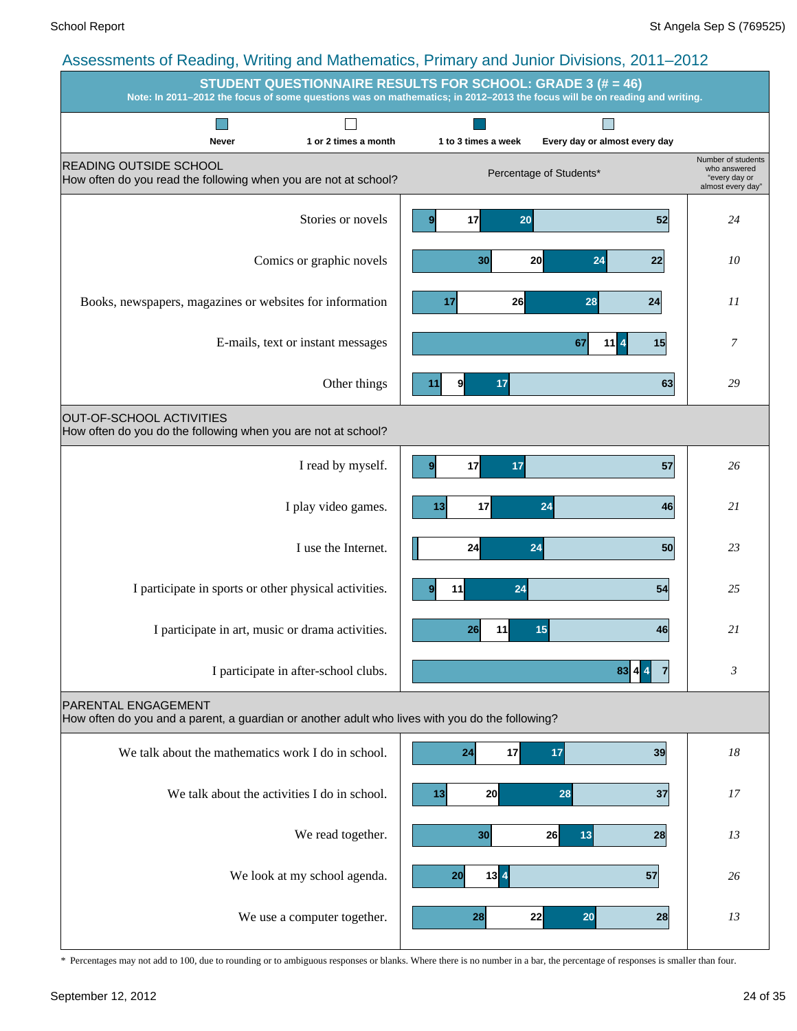## Assessments of Reading, Writing and Mathematics, Primary and Junior Divisions, 2011–2012

### STUDENT QUESTIONNAIRE RESULTS FOR SCHOOL: GRADE 3 (# = 46)

**Note: In 2011–2012 the focus of some questions was on mathematics; in 2012–2013 the focus will be on reading and writing.**

Percentage of Students*

| READING OUTSIDE SCHOOL<br>How often do you read the following when you are not at school? | Never | 1 or 2 times a month | 1 to 3 times a week | Every day or almost every day | Number of students who answered "every day or almost every day" |
|---|---|---|---|---|---|
| Stories or novels | 9 | 17 | 20 | 52 | 24 |
| Comics or graphic novels | 30 | 20 | 24 | 22 | 10 |
| Books, newspapers, magazines or websites for information | 17 | 26 | 28 | 24 | 11 |
| E-mails, text or instant messages | 67 | 11 | 4 | 15 | 7 |
| Other things | 11 | 9 | 17 | 63 | 29 |

| OUT-OF-SCHOOL ACTIVITIES<br>How often do you do the following when you are not at school? | Never | 1 or 2 times a month | 1 to 3 times a week | Every day or almost every day | Number of students who answered "every day or almost every day" |
|---|---|---|---|---|---|
| I read by myself. | 9 | 17 | 17 | 57 | 26 |
| I play video games. | 13 | 17 | 24 | 46 | 21 |
| I use the Internet. | | 24 | 24 | 50 | 23 |
| I participate in sports or other physical activities. | 9 | 11 | 24 | 54 | 25 |
| I participate in art, music or drama activities. | 26 | 11 | 15 | 46 | 21 |
| I participate in after-school clubs. | 83 | 4 | 4 | 7 | 3 |

| PARENTAL ENGAGEMENT<br>How often do you and a parent, a guardian or another adult who lives with you do the following? | Never | 1 or 2 times a month | 1 to 3 times a week | Every day or almost every day | Number of students who answered "every day or almost every day" |
|---|---|---|---|---|---|
| We talk about the mathematics work I do in school. | 24 | 17 | 17 | 39 | 18 |
| We talk about the activities I do in school. | 13 | 20 | 28 | 37 | 17 |
| We read together. | 30 | 26 | 13 | 28 | 13 |
| We look at my school agenda. | 20 | 13 | 4 | 57 | 26 |
| We use a computer together. | 28 | 22 | 20 | 28 | 13 |

\* Percentages may not add to 100, due to rounding or to ambiguous responses or blanks. Where there is no number in a bar, the percentage of responses is smaller than four.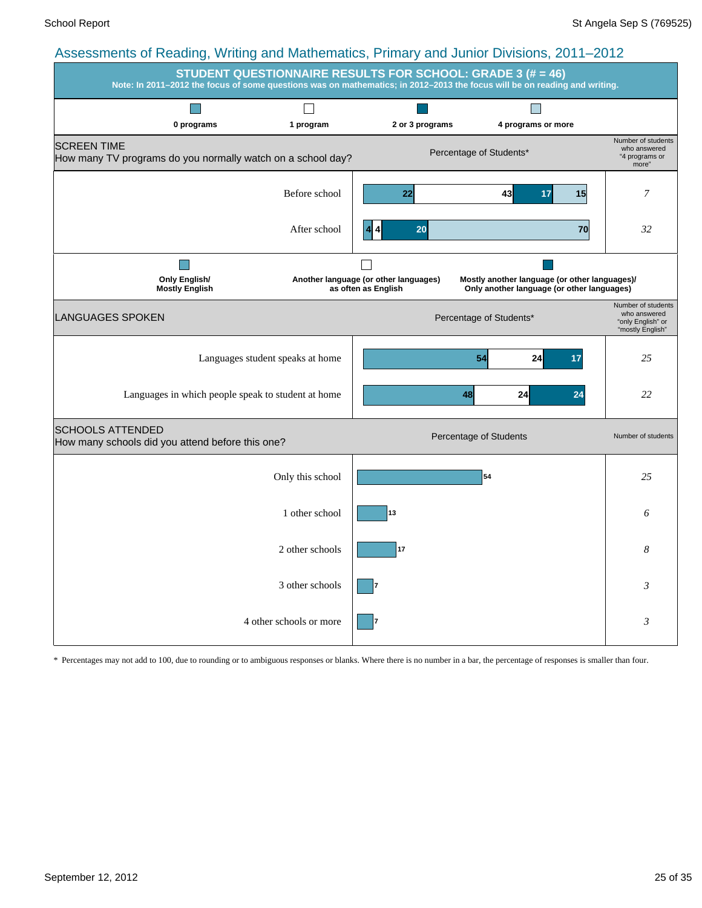## Assessments of Reading, Writing and Mathematics, Primary and Junior Divisions, 2011–2012

### STUDENT QUESTIONNAIRE RESULTS FOR SCHOOL: GRADE 3 (# = 46)

**Note: In 2011–2012 the focus of some questions was on mathematics; in 2012–2013 the focus will be on reading and writing.**

#### SCREEN TIME

How many TV programs do you normally watch on a school day?

Percentage of Students*

| | 0 programs | 1 program | 2 or 3 programs | 4 programs or more | Number of students who answered "4 programs or more" |
|---|---|---|---|---|---|
| Before school | 22 | 43 | 17 | 15 | 7 |
| After school | 4 | 4 | 20 | 70 | 32 |

#### LANGUAGES SPOKEN

Percentage of Students*

| | Only English/ Mostly English | Another language (or other languages) as often as English | Mostly another language (or other languages)/ Only another language (or other languages) | Number of students who answered "only English" or "mostly English" |
|---|---|---|---|---|
| Languages student speaks at home | 54 | 24 | 17 | 25 |
| Languages in which people speak to student at home | 48 | 24 | 24 | 22 |

#### SCHOOLS ATTENDED

How many schools did you attend before this one?

| | Percentage of Students | Number of students |
|---|---|---|
| Only this school | 54 | 25 |
| 1 other school | 13 | 6 |
| 2 other schools | 17 | 8 |
| 3 other schools | 7 | 3 |
| 4 other schools or more | 7 | 3 |

\* Percentages may not add to 100, due to rounding or to ambiguous responses or blanks. Where there is no number in a bar, the percentage of responses is smaller than four.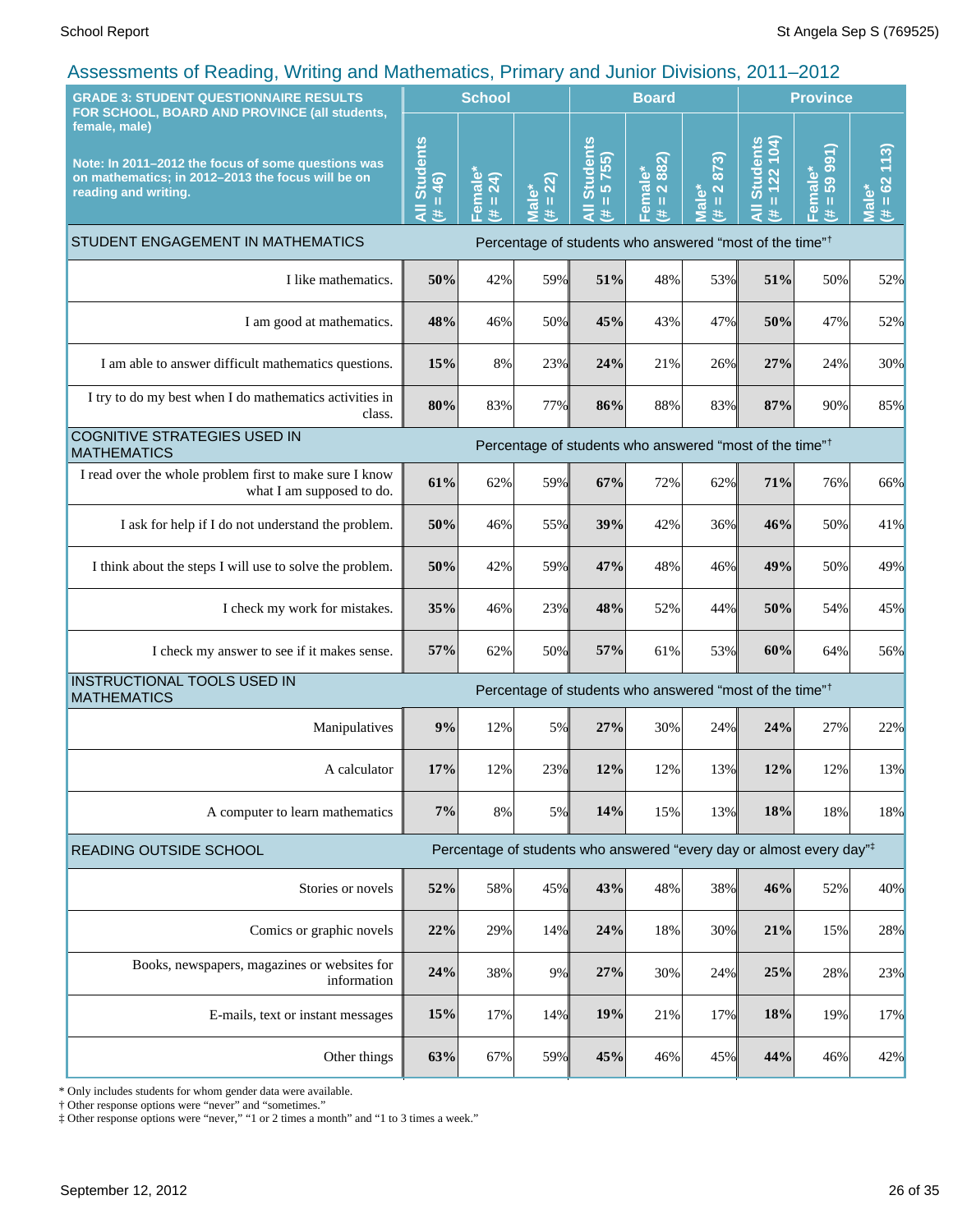## Assessments of Reading, Writing and Mathematics, Primary and Junior Divisions, 2011–2012

| GRADE 3: STUDENT QUESTIONNAIRE RESULTS FOR SCHOOL, BOARD AND PROVINCE (all students, female, male)<br><br>Note: In 2011–2012 the focus of some questions was on mathematics; in 2012–2013 the focus will be on reading and writing. | School | | | Board | | | Province | | |
|---|---|---|---|---|---|---|---|---|---|
| | All Students (# = 46) | Female* (# = 24) | Male* (# = 22) | All Students (# = 5 755) | Female* (# = 2 882) | Male* (# = 2 873) | All Students (# = 122 104) | Female* (# = 59 991) | Male* (# = 62 113) |
| **STUDENT ENGAGEMENT IN MATHEMATICS** | Percentage of students who answered "most of the time"† | | | | | | | | |
| I like mathematics. | **50%** | 42% | 59% | **51%** | 48% | 53% | **51%** | 50% | 52% |
| I am good at mathematics. | **48%** | 46% | 50% | **45%** | 43% | 47% | **50%** | 47% | 52% |
| I am able to answer difficult mathematics questions. | **15%** | 8% | 23% | **24%** | 21% | 26% | **27%** | 24% | 30% |
| I try to do my best when I do mathematics activities in class. | **80%** | 83% | 77% | **86%** | 88% | 83% | **87%** | 90% | 85% |
| **COGNITIVE STRATEGIES USED IN MATHEMATICS** | Percentage of students who answered "most of the time"† | | | | | | | | |
| I read over the whole problem first to make sure I know what I am supposed to do. | **61%** | 62% | 59% | **67%** | 72% | 62% | **71%** | 76% | 66% |
| I ask for help if I do not understand the problem. | **50%** | 46% | 55% | **39%** | 42% | 36% | **46%** | 50% | 41% |
| I think about the steps I will use to solve the problem. | **50%** | 42% | 59% | **47%** | 48% | 46% | **49%** | 50% | 49% |
| I check my work for mistakes. | **35%** | 46% | 23% | **48%** | 52% | 44% | **50%** | 54% | 45% |
| I check my answer to see if it makes sense. | **57%** | 62% | 50% | **57%** | 61% | 53% | **60%** | 64% | 56% |
| **INSTRUCTIONAL TOOLS USED IN MATHEMATICS** | Percentage of students who answered "most of the time"† | | | | | | | | |
| Manipulatives | **9%** | 12% | 5% | **27%** | 30% | 24% | **24%** | 27% | 22% |
| A calculator | **17%** | 12% | 23% | **12%** | 12% | 13% | **12%** | 12% | 13% |
| A computer to learn mathematics | **7%** | 8% | 5% | **14%** | 15% | 13% | **18%** | 18% | 18% |
| **READING OUTSIDE SCHOOL** | Percentage of students who answered "every day or almost every day"‡ | | | | | | | | |
| Stories or novels | **52%** | 58% | 45% | **43%** | 48% | 38% | **46%** | 52% | 40% |
| Comics or graphic novels | **22%** | 29% | 14% | **24%** | 18% | 30% | **21%** | 15% | 28% |
| Books, newspapers, magazines or websites for information | **24%** | 38% | 9% | **27%** | 30% | 24% | **25%** | 28% | 23% |
| E-mails, text or instant messages | **15%** | 17% | 14% | **19%** | 21% | 17% | **18%** | 19% | 17% |
| Other things | **63%** | 67% | 59% | **45%** | 46% | 45% | **44%** | 46% | 42% |

\* Only includes students for whom gender data were available.
† Other response options were "never" and "sometimes."
‡ Other response options were "never," "1 or 2 times a month" and "1 to 3 times a week."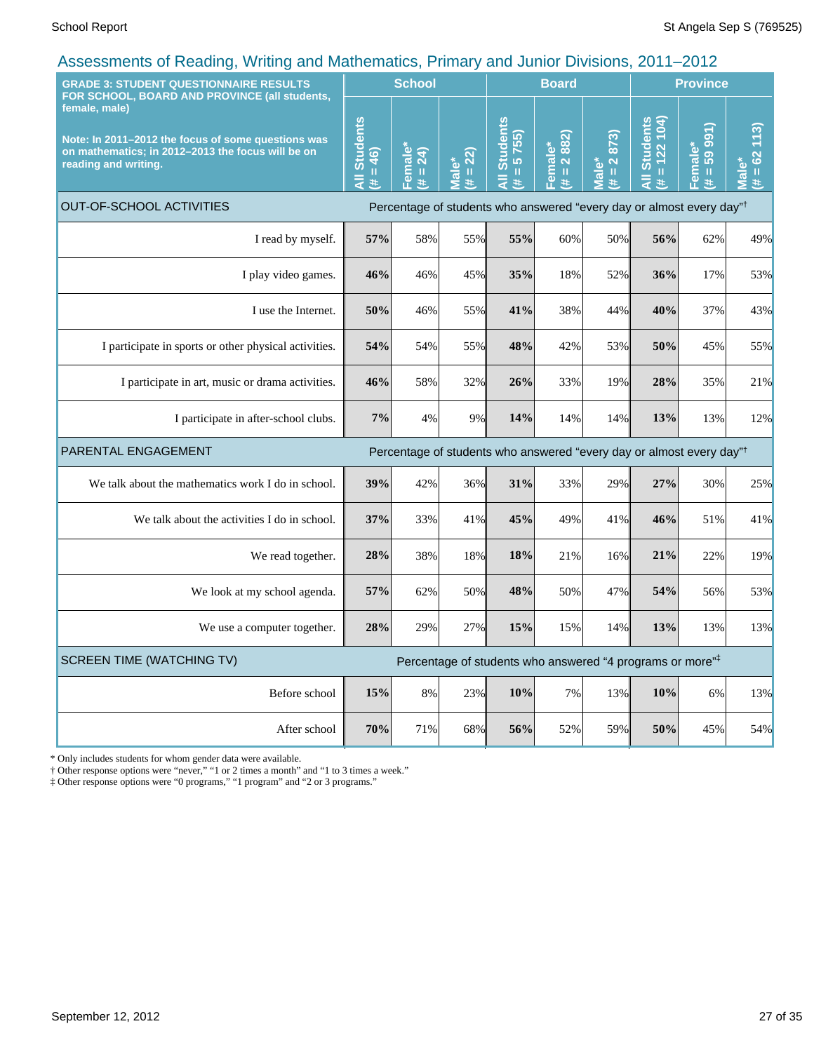## Assessments of Reading, Writing and Mathematics, Primary and Junior Divisions, 2011–2012

| GRADE 3: STUDENT QUESTIONNAIRE RESULTS FOR SCHOOL, BOARD AND PROVINCE (all students, female, male)<br><br>Note: In 2011–2012 the focus of some questions was on mathematics; in 2012–2013 the focus will be on reading and writing. | School | | | Board | | | Province | | |
|---|---|---|---|---|---|---|---|---|---|
| | All Students (# = 46) | Female* (# = 24) | Male* (# = 22) | All Students (# = 5 755) | Female* (# = 2 882) | Male* (# = 2 873) | All Students (# = 122 104) | Female* (# = 59 991) | Male* (# = 62 113) |
| **OUT-OF-SCHOOL ACTIVITIES** | Percentage of students who answered "every day or almost every day"† | | | | | | | | |
| I read by myself. | **57%** | 58% | 55% | **55%** | 60% | 50% | **56%** | 62% | 49% |
| I play video games. | **46%** | 46% | 45% | **35%** | 18% | 52% | **36%** | 17% | 53% |
| I use the Internet. | **50%** | 46% | 55% | **41%** | 38% | 44% | **40%** | 37% | 43% |
| I participate in sports or other physical activities. | **54%** | 54% | 55% | **48%** | 42% | 53% | **50%** | 45% | 55% |
| I participate in art, music or drama activities. | **46%** | 58% | 32% | **26%** | 33% | 19% | **28%** | 35% | 21% |
| I participate in after-school clubs. | **7%** | 4% | 9% | **14%** | 14% | 14% | **13%** | 13% | 12% |
| **PARENTAL ENGAGEMENT** | Percentage of students who answered "every day or almost every day"† | | | | | | | | |
| We talk about the mathematics work I do in school. | **39%** | 42% | 36% | **31%** | 33% | 29% | **27%** | 30% | 25% |
| We talk about the activities I do in school. | **37%** | 33% | 41% | **45%** | 49% | 41% | **46%** | 51% | 41% |
| We read together. | **28%** | 38% | 18% | **18%** | 21% | 16% | **21%** | 22% | 19% |
| We look at my school agenda. | **57%** | 62% | 50% | **48%** | 50% | 47% | **54%** | 56% | 53% |
| We use a computer together. | **28%** | 29% | 27% | **15%** | 15% | 14% | **13%** | 13% | 13% |
| **SCREEN TIME (WATCHING TV)** | Percentage of students who answered "4 programs or more"‡ | | | | | | | | |
| Before school | **15%** | 8% | 23% | **10%** | 7% | 13% | **10%** | 6% | 13% |
| After school | **70%** | 71% | 68% | **56%** | 52% | 59% | **50%** | 45% | 54% |

* Only includes students for whom gender data were available.
† Other response options were "never," "1 or 2 times a month" and "1 to 3 times a week."
‡ Other response options were "0 programs," "1 program" and "2 or 3 programs."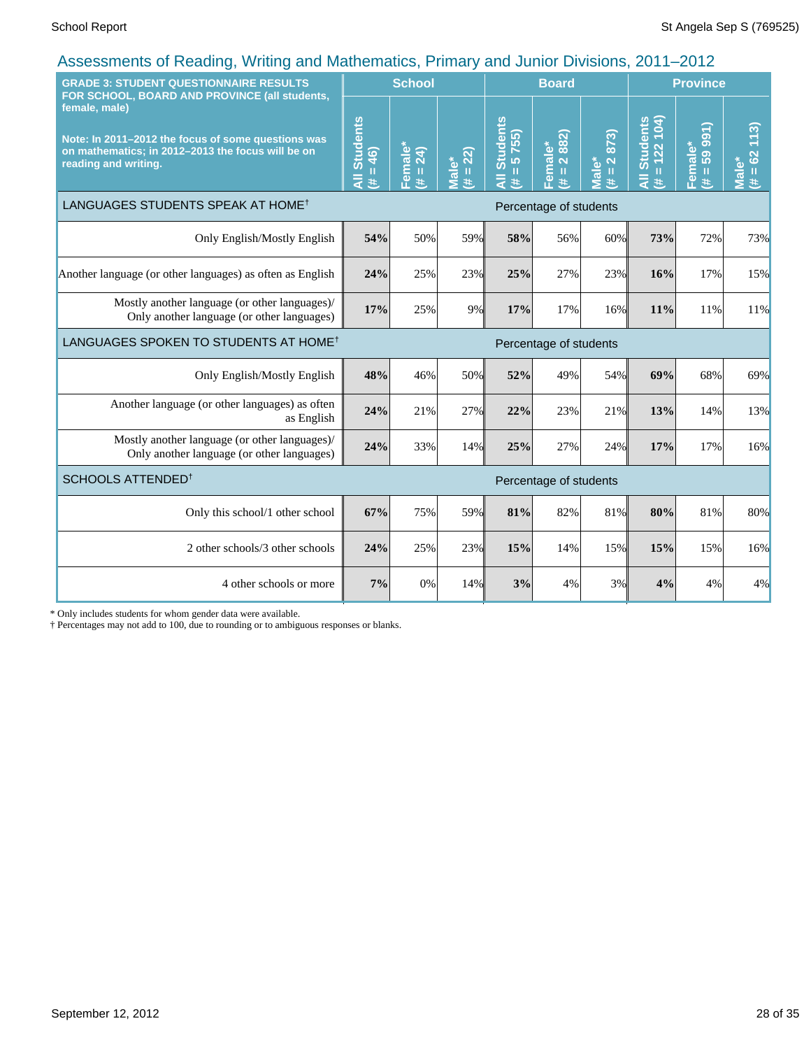## Assessments of Reading, Writing and Mathematics, Primary and Junior Divisions, 2011–2012

| GRADE 3: STUDENT QUESTIONNAIRE RESULTS FOR SCHOOL, BOARD AND PROVINCE (all students, female, male)<br><br>Note: In 2011–2012 the focus of some questions was on mathematics; in 2012–2013 the focus will be on reading and writing. | School | | | Board | | | Province | | |
|---|---|---|---|---|---|---|---|---|---|
| | All Students (# = 46) | Female* (# = 24) | Male* (# = 22) | All Students (# = 5 755) | Female* (# = 2 882) | Male* (# = 2 873) | All Students (# = 122 104) | Female* (# = 59 991) | Male* (# = 62 113) |
| **LANGUAGES STUDENTS SPEAK AT HOME†** | Percentage of students | | | | | | | | |
| Only English/Mostly English | **54%** | 50% | 59% | **58%** | 56% | 60% | **73%** | 72% | 73% |
| Another language (or other languages) as often as English | **24%** | 25% | 23% | **25%** | 27% | 23% | **16%** | 17% | 15% |
| Mostly another language (or other languages)/ Only another language (or other languages) | **17%** | 25% | 9% | **17%** | 17% | 16% | **11%** | 11% | 11% |
| **LANGUAGES SPOKEN TO STUDENTS AT HOME†** | Percentage of students | | | | | | | | |
| Only English/Mostly English | **48%** | 46% | 50% | **52%** | 49% | 54% | **69%** | 68% | 69% |
| Another language (or other languages) as often as English | **24%** | 21% | 27% | **22%** | 23% | 21% | **13%** | 14% | 13% |
| Mostly another language (or other languages)/ Only another language (or other languages) | **24%** | 33% | 14% | **25%** | 27% | 24% | **17%** | 17% | 16% |
| **SCHOOLS ATTENDED†** | Percentage of students | | | | | | | | |
| Only this school/1 other school | **67%** | 75% | 59% | **81%** | 82% | 81% | **80%** | 81% | 80% |
| 2 other schools/3 other schools | **24%** | 25% | 23% | **15%** | 14% | 15% | **15%** | 15% | 16% |
| 4 other schools or more | **7%** | 0% | 14% | **3%** | 4% | 3% | **4%** | 4% | 4% |

\* Only includes students for whom gender data were available.
† Percentages may not add to 100, due to rounding or to ambiguous responses or blanks.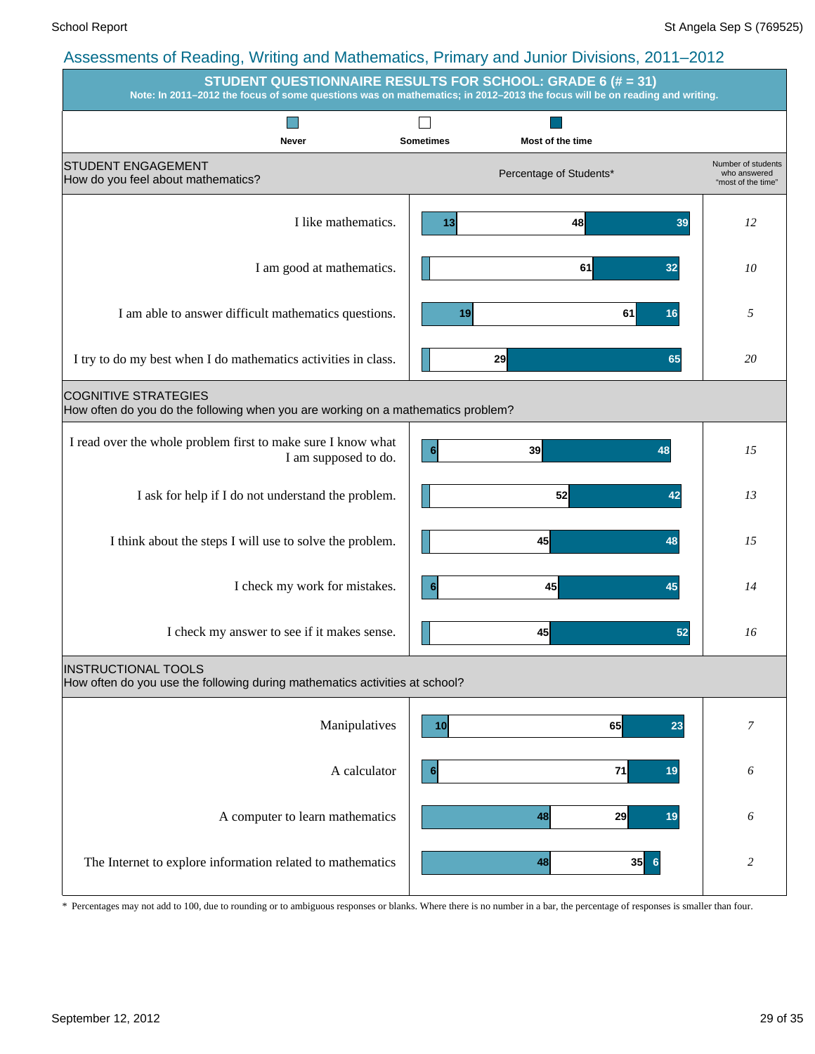## Assessments of Reading, Writing and Mathematics, Primary and Junior Divisions, 2011–2012

### STUDENT QUESTIONNAIRE RESULTS FOR SCHOOL: GRADE 6 (# = 31)

**Note: In 2011–2012 the focus of some questions was on mathematics; in 2012–2013 the focus will be on reading and writing.**

Percentage of Students*

| STUDENT ENGAGEMENT<br>How do you feel about mathematics? | Never | Sometimes | Most of the time | Number of students who answered "most of the time" |
|---|---|---|---|---|
| I like mathematics. | 13 | 48 | 39 | 12 |
| I am good at mathematics. | | 61 | 32 | 10 |
| I am able to answer difficult mathematics questions. | 19 | 61 | 16 | 5 |
| I try to do my best when I do mathematics activities in class. | | 29 | 65 | 20 |

| COGNITIVE STRATEGIES<br>How often do you do the following when you are working on a mathematics problem? | Never | Sometimes | Most of the time | Number of students who answered "most of the time" |
|---|---|---|---|---|
| I read over the whole problem first to make sure I know what I am supposed to do. | 6 | 39 | 48 | 15 |
| I ask for help if I do not understand the problem. | | 52 | 42 | 13 |
| I think about the steps I will use to solve the problem. | | 45 | 48 | 15 |
| I check my work for mistakes. | 6 | 45 | 45 | 14 |
| I check my answer to see if it makes sense. | | 45 | 52 | 16 |

| INSTRUCTIONAL TOOLS<br>How often do you use the following during mathematics activities at school? | Never | Sometimes | Most of the time | Number of students who answered "most of the time" |
|---|---|---|---|---|
| Manipulatives | 10 | 65 | 23 | 7 |
| A calculator | 6 | 71 | 19 | 6 |
| A computer to learn mathematics | 48 | 29 | 19 | 6 |
| The Internet to explore information related to mathematics | 48 | 35 | 6 | 2 |

\* Percentages may not add to 100, due to rounding or to ambiguous responses or blanks. Where there is no number in a bar, the percentage of responses is smaller than four.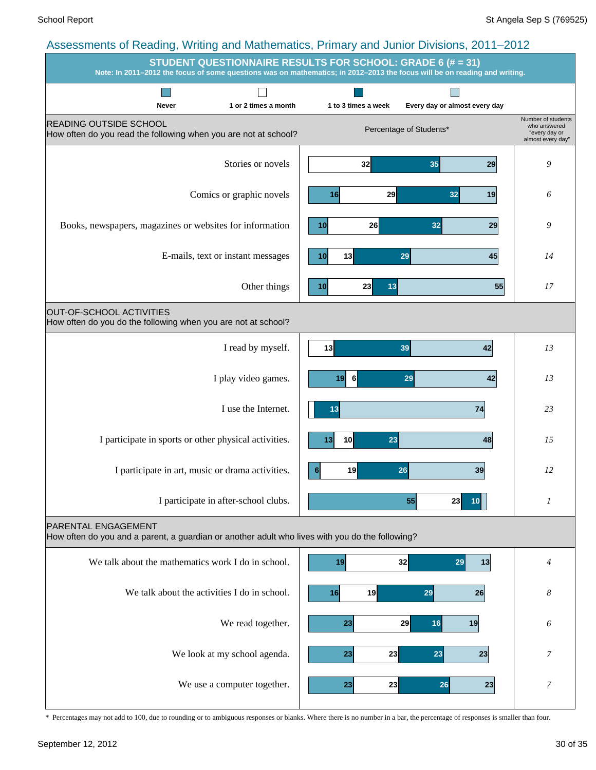# Assessments of Reading, Writing and Mathematics, Primary and Junior Divisions, 2011–2012

## STUDENT QUESTIONNAIRE RESULTS FOR SCHOOL: GRADE 6 (# = 31)

**Note: In 2011–2012 the focus of some questions was on mathematics; in 2012–2013 the focus will be on reading and writing.**

Percentage of Students*

### READING OUTSIDE SCHOOL
How often do you read the following when you are not at school?

| Item | Never | 1 or 2 times a month | 1 to 3 times a week | Every day or almost every day | Number of students who answered "every day or almost every day" |
|---|---|---|---|---|---|
| Stories or novels | | 32 | 35 | 29 | 9 |
| Comics or graphic novels | 16 | 29 | 32 | 19 | 6 |
| Books, newspapers, magazines or websites for information | 10 | 26 | 32 | 29 | 9 |
| E-mails, text or instant messages | 10 | 13 | 29 | 45 | 14 |
| Other things | 10 | 23 | 13 | 55 | 17 |

### OUT-OF-SCHOOL ACTIVITIES
How often do you do the following when you are not at school?

| Item | Never | 1 or 2 times a month | 1 to 3 times a week | Every day or almost every day | Number of students who answered "every day or almost every day" |
|---|---|---|---|---|---|
| I read by myself. | | 13 | 39 | 42 | 13 |
| I play video games. | 19 | 6 | 29 | 42 | 13 |
| I use the Internet. | | | 13 | 74 | 23 |
| I participate in sports or other physical activities. | 13 | 10 | 23 | 48 | 15 |
| I participate in art, music or drama activities. | 6 | 19 | 26 | 39 | 12 |
| I participate in after-school clubs. | 55 | 23 | 10 | | 1 |

### PARENTAL ENGAGEMENT
How often do you and a parent, a guardian or another adult who lives with you do the following?

| Item | Never | 1 or 2 times a month | 1 to 3 times a week | Every day or almost every day | Number of students who answered "every day or almost every day" |
|---|---|---|---|---|---|
| We talk about the mathematics work I do in school. | 19 | 32 | 29 | 13 | 4 |
| We talk about the activities I do in school. | 16 | 19 | 29 | 26 | 8 |
| We read together. | 23 | 29 | 16 | 19 | 6 |
| We look at my school agenda. | 23 | 23 | 23 | 23 | 7 |
| We use a computer together. | 23 | 23 | 26 | 23 | 7 |

* Percentages may not add to 100, due to rounding or to ambiguous responses or blanks. Where there is no number in a bar, the percentage of responses is smaller than four.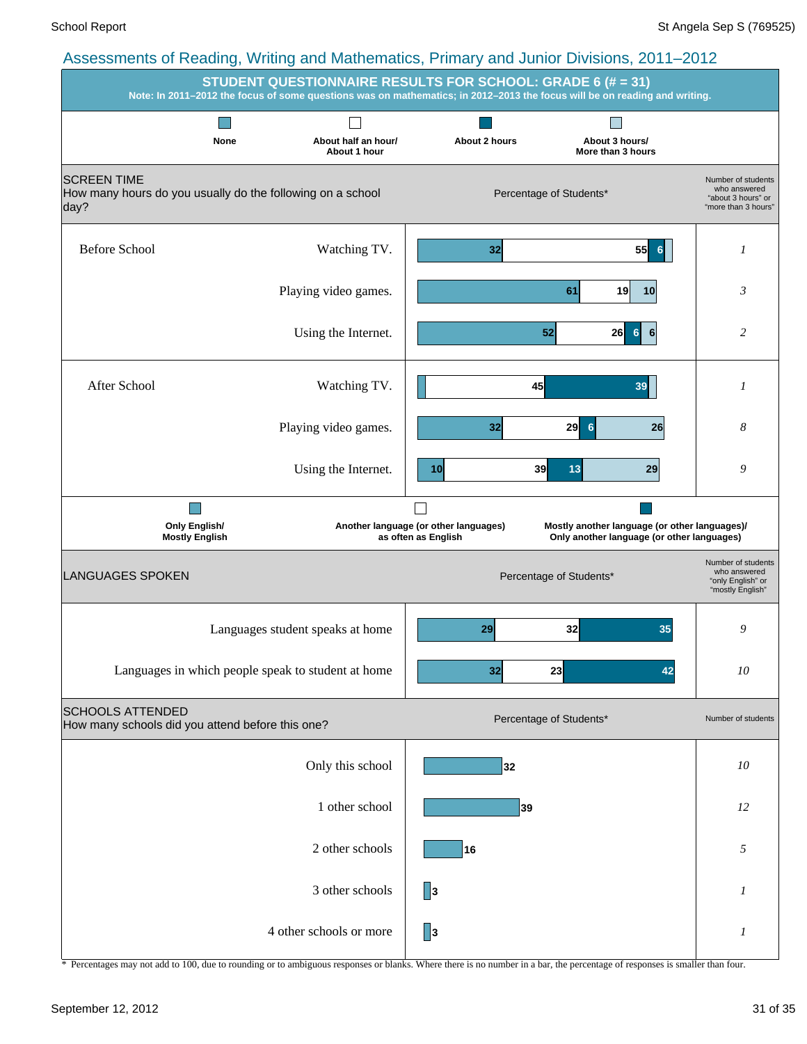## Assessments of Reading, Writing and Mathematics, Primary and Junior Divisions, 2011–2012

### STUDENT QUESTIONNAIRE RESULTS FOR SCHOOL: GRADE 6 (# = 31)

**Note: In 2011–2012 the focus of some questions was on mathematics; in 2012–2013 the focus will be on reading and writing.**

#### SCREEN TIME

How many hours do you usually do the following on a school day?

Percentage of Students*

| | | None | About half an hour/ About 1 hour | About 2 hours | About 3 hours/ More than 3 hours | Number of students who answered "about 3 hours" or "more than 3 hours" |
|---|---|---|---|---|---|---|
| Before School | Watching TV. | 32 | 55 | 6 | | 1 |
| | Playing video games. | 61 | 19 | | 10 | 3 |
| | Using the Internet. | 52 | 26 | 6 | 6 | 2 |
| After School | Watching TV. | | 45 | 39 | | 1 |
| | Playing video games. | 32 | 29 | 6 | 26 | 8 |
| | Using the Internet. | 10 | 39 | 13 | 29 | 9 |

#### LANGUAGES SPOKEN

Percentage of Students*

| | Only English/ Mostly English | Another language (or other languages) as often as English | Mostly another language (or other languages)/ Only another language (or other languages) | Number of students who answered "only English" or "mostly English" |
|---|---|---|---|---|
| Languages student speaks at home | 29 | 32 | 35 | 9 |
| Languages in which people speak to student at home | 32 | 23 | 42 | 10 |

#### SCHOOLS ATTENDED

How many schools did you attend before this one?

| | Percentage of Students* | Number of students |
|---|---|---|
| Only this school | 32 | 10 |
| 1 other school | 39 | 12 |
| 2 other schools | 16 | 5 |
| 3 other schools | 3 | 1 |
| 4 other schools or more | 3 | 1 |

\* Percentages may not add to 100, due to rounding or to ambiguous responses or blanks. Where there is no number in a bar, the percentage of responses is smaller than four.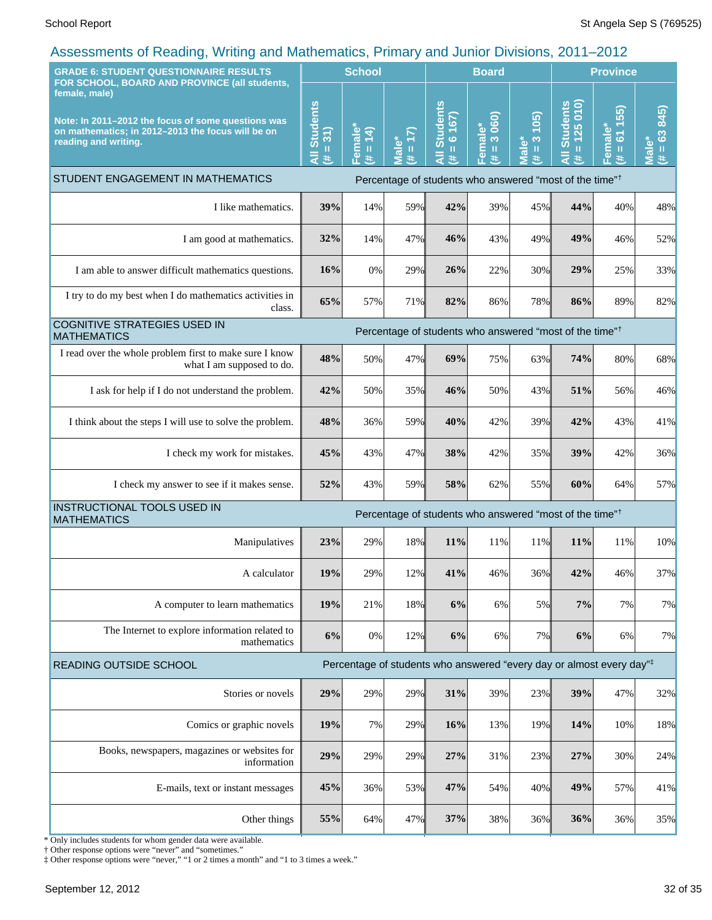## Assessments of Reading, Writing and Mathematics, Primary and Junior Divisions, 2011–2012

| GRADE 6: STUDENT QUESTIONNAIRE RESULTS FOR SCHOOL, BOARD AND PROVINCE (all students, female, male)<br><br>Note: In 2011–2012 the focus of some questions was on mathematics; in 2012–2013 the focus will be on reading and writing. | School | | | Board | | | Province | | |
|---|---|---|---|---|---|---|---|---|---|
| | All Students (# = 31) | Female* (# = 14) | Male* (# = 17) | All Students (# = 6 167) | Female* (# = 3 060) | Male* (# = 3 105) | All Students (# = 125 010) | Female* (# = 61 155) | Male* (# = 63 845) |
| **STUDENT ENGAGEMENT IN MATHEMATICS** | Percentage of students who answered "most of the time"† | | | | | | | | |
| I like mathematics. | **39%** | 14% | 59% | **42%** | 39% | 45% | **44%** | 40% | 48% |
| I am good at mathematics. | **32%** | 14% | 47% | **46%** | 43% | 49% | **49%** | 46% | 52% |
| I am able to answer difficult mathematics questions. | **16%** | 0% | 29% | **26%** | 22% | 30% | **29%** | 25% | 33% |
| I try to do my best when I do mathematics activities in class. | **65%** | 57% | 71% | **82%** | 86% | 78% | **86%** | 89% | 82% |
| **COGNITIVE STRATEGIES USED IN MATHEMATICS** | Percentage of students who answered "most of the time"† | | | | | | | | |
| I read over the whole problem first to make sure I know what I am supposed to do. | **48%** | 50% | 47% | **69%** | 75% | 63% | **74%** | 80% | 68% |
| I ask for help if I do not understand the problem. | **42%** | 50% | 35% | **46%** | 50% | 43% | **51%** | 56% | 46% |
| I think about the steps I will use to solve the problem. | **48%** | 36% | 59% | **40%** | 42% | 39% | **42%** | 43% | 41% |
| I check my work for mistakes. | **45%** | 43% | 47% | **38%** | 42% | 35% | **39%** | 42% | 36% |
| I check my answer to see if it makes sense. | **52%** | 43% | 59% | **58%** | 62% | 55% | **60%** | 64% | 57% |
| **INSTRUCTIONAL TOOLS USED IN MATHEMATICS** | Percentage of students who answered "most of the time"† | | | | | | | | |
| Manipulatives | **23%** | 29% | 18% | **11%** | 11% | 11% | **11%** | 11% | 10% |
| A calculator | **19%** | 29% | 12% | **41%** | 46% | 36% | **42%** | 46% | 37% |
| A computer to learn mathematics | **19%** | 21% | 18% | **6%** | 6% | 5% | **7%** | 7% | 7% |
| The Internet to explore information related to mathematics | **6%** | 0% | 12% | **6%** | 6% | 7% | **6%** | 6% | 7% |
| **READING OUTSIDE SCHOOL** | Percentage of students who answered "every day or almost every day"‡ | | | | | | | | |
| Stories or novels | **29%** | 29% | 29% | **31%** | 39% | 23% | **39%** | 47% | 32% |
| Comics or graphic novels | **19%** | 7% | 29% | **16%** | 13% | 19% | **14%** | 10% | 18% |
| Books, newspapers, magazines or websites for information | **29%** | 29% | 29% | **27%** | 31% | 23% | **27%** | 30% | 24% |
| E-mails, text or instant messages | **45%** | 36% | 53% | **47%** | 54% | 40% | **49%** | 57% | 41% |
| Other things | **55%** | 64% | 47% | **37%** | 38% | 36% | **36%** | 36% | 35% |

* Only includes students for whom gender data were available.
† Other response options were "never" and "sometimes."
‡ Other response options were "never," "1 or 2 times a month" and "1 to 3 times a week."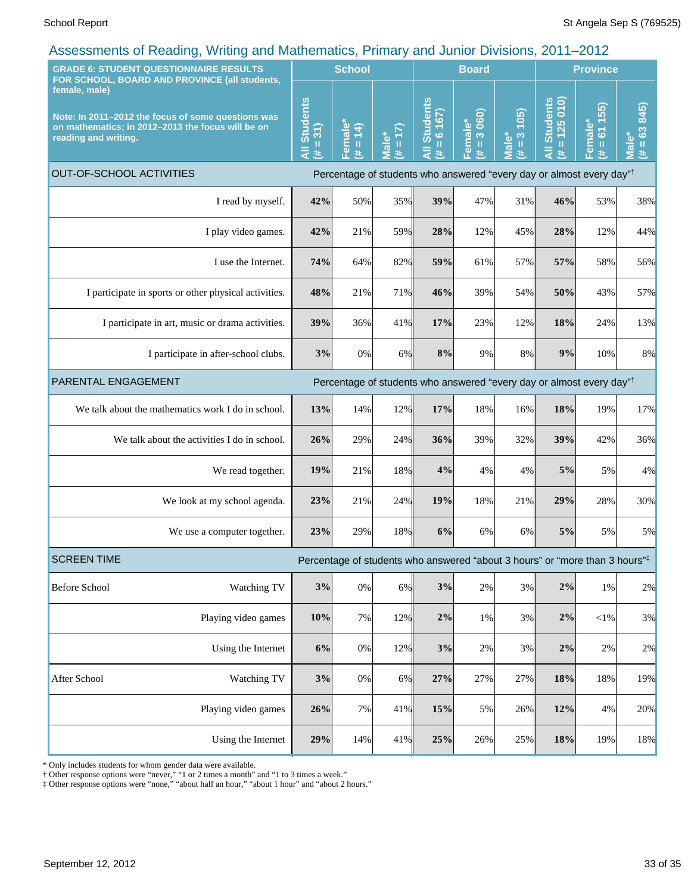## Assessments of Reading, Writing and Mathematics, Primary and Junior Divisions, 2011–2012

| GRADE 6: STUDENT QUESTIONNAIRE RESULTS FOR SCHOOL, BOARD AND PROVINCE (all students, female, male)<br><br>Note: In 2011–2012 the focus of some questions was on mathematics; in 2012–2013 the focus will be on reading and writing. | | School | | | Board | | | Province | | |
|---|---|---|---|---|---|---|---|---|---|---|
| | | All Students (# = 31) | Female* (# = 14) | Male* (# = 17) | All Students (# = 6 167) | Female* (# = 3 060) | Male* (# = 3 105) | All Students (# = 125 010) | Female* (# = 61 155) | Male* (# = 63 845) |
| **OUT-OF-SCHOOL ACTIVITIES** | | Percentage of students who answered "every day or almost every day"† | | | | | | | | |
| | I read by myself. | **42%** | 50% | 35% | **39%** | 47% | 31% | **46%** | 53% | 38% |
| | I play video games. | **42%** | 21% | 59% | **28%** | 12% | 45% | **28%** | 12% | 44% |
| | I use the Internet. | **74%** | 64% | 82% | **59%** | 61% | 57% | **57%** | 58% | 56% |
| | I participate in sports or other physical activities. | **48%** | 21% | 71% | **46%** | 39% | 54% | **50%** | 43% | 57% |
| | I participate in art, music or drama activities. | **39%** | 36% | 41% | **17%** | 23% | 12% | **18%** | 24% | 13% |
| | I participate in after-school clubs. | **3%** | 0% | 6% | **8%** | 9% | 8% | **9%** | 10% | 8% |
| **PARENTAL ENGAGEMENT** | | Percentage of students who answered "every day or almost every day"† | | | | | | | | |
| | We talk about the mathematics work I do in school. | **13%** | 14% | 12% | **17%** | 18% | 16% | **18%** | 19% | 17% |
| | We talk about the activities I do in school. | **26%** | 29% | 24% | **36%** | 39% | 32% | **39%** | 42% | 36% |
| | We read together. | **19%** | 21% | 18% | **4%** | 4% | 4% | **5%** | 5% | 4% |
| | We look at my school agenda. | **23%** | 21% | 24% | **19%** | 18% | 21% | **29%** | 28% | 30% |
| | We use a computer together. | **23%** | 29% | 18% | **6%** | 6% | 6% | **5%** | 5% | 5% |
| **SCREEN TIME** | | Percentage of students who answered "about 3 hours" or "more than 3 hours"‡ | | | | | | | | |
| Before School | Watching TV | **3%** | 0% | 6% | **3%** | 2% | 3% | **2%** | 1% | 2% |
| | Playing video games | **10%** | 7% | 12% | **2%** | 1% | 3% | **2%** | <1% | 3% |
| | Using the Internet | **6%** | 0% | 12% | **3%** | 2% | 3% | **2%** | 2% | 2% |
| After School | Watching TV | **3%** | 0% | 6% | **27%** | 27% | 27% | **18%** | 18% | 19% |
| | Playing video games | **26%** | 7% | 41% | **15%** | 5% | 26% | **12%** | 4% | 20% |
| | Using the Internet | **29%** | 14% | 41% | **25%** | 26% | 25% | **18%** | 19% | 18% |

\* Only includes students for whom gender data were available.
† Other response options were "never," "1 or 2 times a month" and "1 to 3 times a week."
‡ Other response options were "none," "about half an hour," "about 1 hour" and "about 2 hours."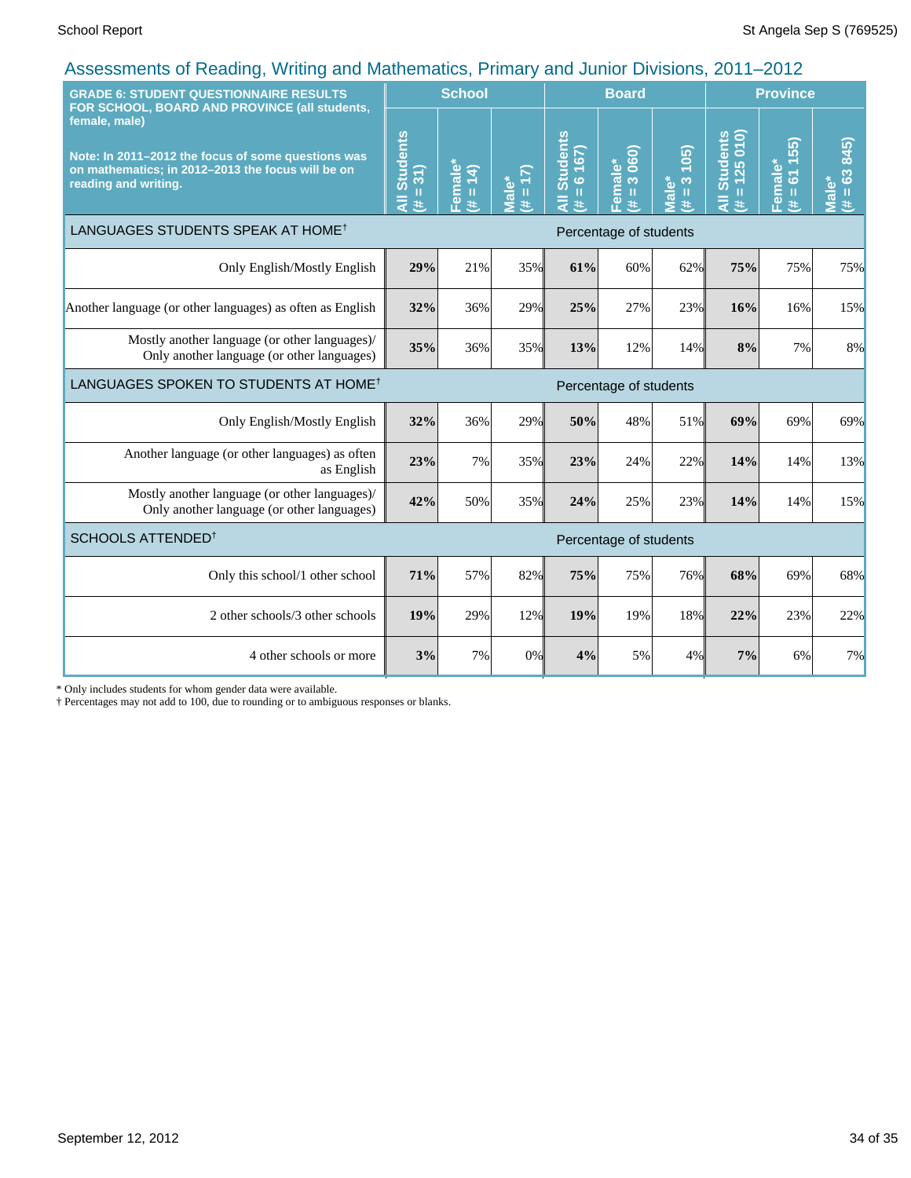## Assessments of Reading, Writing and Mathematics, Primary and Junior Divisions, 2011–2012

| GRADE 6: STUDENT QUESTIONNAIRE RESULTS FOR SCHOOL, BOARD AND PROVINCE (all students, female, male)<br><br>Note: In 2011–2012 the focus of some questions was on mathematics; in 2012–2013 the focus will be on reading and writing. | School | | | Board | | | Province | | |
|---|---|---|---|---|---|---|---|---|---|
| | All Students (# = 31) | Female* (# = 14) | Male* (# = 17) | All Students (# = 6 167) | Female* (# = 3 060) | Male* (# = 3 105) | All Students (# = 125 010) | Female* (# = 61 155) | Male* (# = 63 845) |
| **LANGUAGES STUDENTS SPEAK AT HOME†** | Percentage of students | | | | | | | | |
| Only English/Mostly English | **29%** | 21% | 35% | **61%** | 60% | 62% | **75%** | 75% | 75% |
| Another language (or other languages) as often as English | **32%** | 36% | 29% | **25%** | 27% | 23% | **16%** | 16% | 15% |
| Mostly another language (or other languages)/ Only another language (or other languages) | **35%** | 36% | 35% | **13%** | 12% | 14% | **8%** | 7% | 8% |
| **LANGUAGES SPOKEN TO STUDENTS AT HOME†** | Percentage of students | | | | | | | | |
| Only English/Mostly English | **32%** | 36% | 29% | **50%** | 48% | 51% | **69%** | 69% | 69% |
| Another language (or other languages) as often as English | **23%** | 7% | 35% | **23%** | 24% | 22% | **14%** | 14% | 13% |
| Mostly another language (or other languages)/ Only another language (or other languages) | **42%** | 50% | 35% | **24%** | 25% | 23% | **14%** | 14% | 15% |
| **SCHOOLS ATTENDED†** | Percentage of students | | | | | | | | |
| Only this school/1 other school | **71%** | 57% | 82% | **75%** | 75% | 76% | **68%** | 69% | 68% |
| 2 other schools/3 other schools | **19%** | 29% | 12% | **19%** | 19% | 18% | **22%** | 23% | 22% |
| 4 other schools or more | **3%** | 7% | 0% | **4%** | 5% | 4% | **7%** | 6% | 7% |

\* Only includes students for whom gender data were available.
† Percentages may not add to 100, due to rounding or to ambiguous responses or blanks.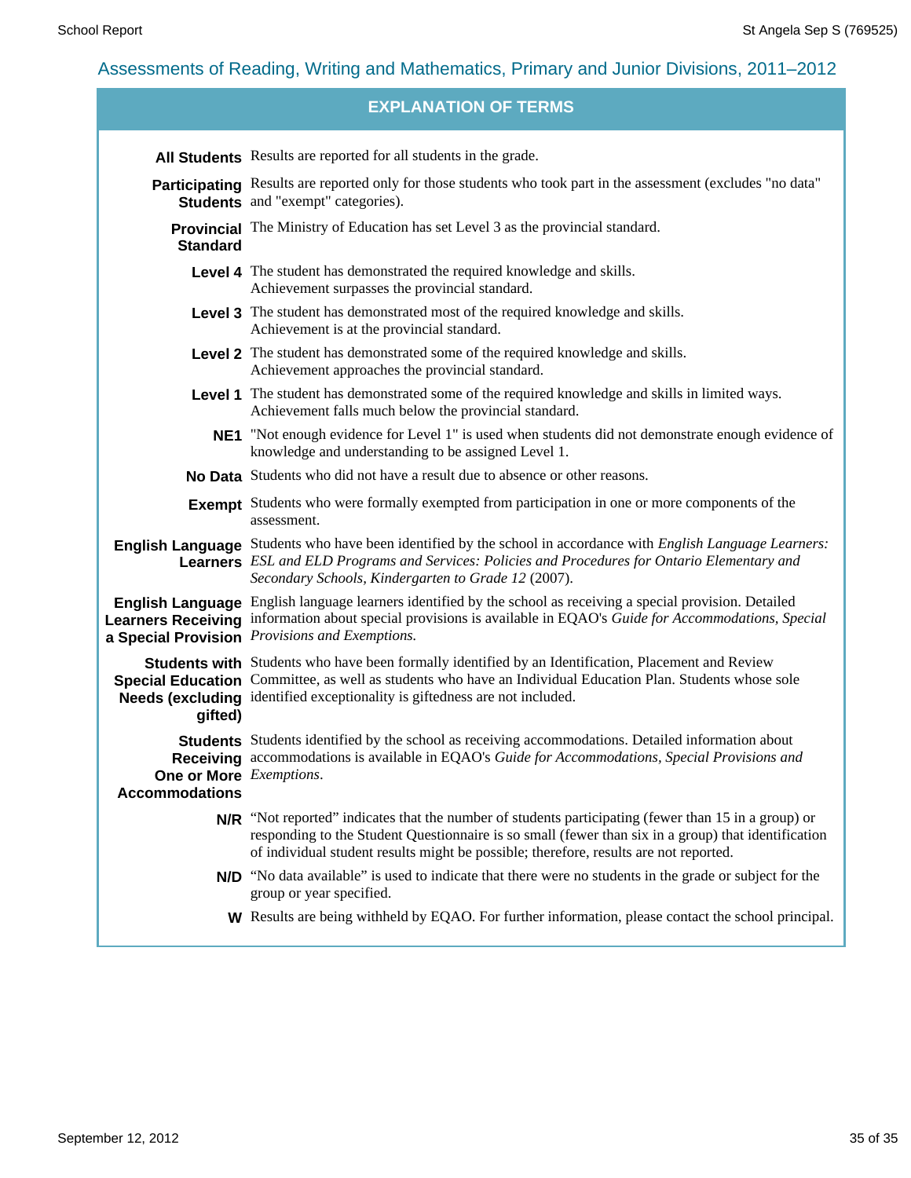## Assessments of Reading, Writing and Mathematics, Primary and Junior Divisions, 2011–2012

### EXPLANATION OF TERMS

**All Students** Results are reported for all students in the grade.

**Participating Students** Results are reported only for those students who took part in the assessment (excludes "no data" and "exempt" categories).

**Provincial Standard** The Ministry of Education has set Level 3 as the provincial standard.

**Level 4** The student has demonstrated the required knowledge and skills. Achievement surpasses the provincial standard.

**Level 3** The student has demonstrated most of the required knowledge and skills. Achievement is at the provincial standard.

**Level 2** The student has demonstrated some of the required knowledge and skills. Achievement approaches the provincial standard.

**Level 1** The student has demonstrated some of the required knowledge and skills in limited ways. Achievement falls much below the provincial standard.

**NE1** "Not enough evidence for Level 1" is used when students did not demonstrate enough evidence of knowledge and understanding to be assigned Level 1.

**No Data** Students who did not have a result due to absence or other reasons.

**Exempt** Students who were formally exempted from participation in one or more components of the assessment.

**English Language Learners** Students who have been identified by the school in accordance with *English Language Learners: ESL and ELD Programs and Services: Policies and Procedures for Ontario Elementary and Secondary Schools, Kindergarten to Grade 12* (2007).

**English Language Learners Receiving a Special Provision** English language learners identified by the school as receiving a special provision. Detailed information about special provisions is available in EQAO's *Guide for Accommodations, Special Provisions and Exemptions.*

**Students with Special Education Needs (excluding gifted)** Students who have been formally identified by an Identification, Placement and Review Committee, as well as students who have an Individual Education Plan. Students whose sole identified exceptionality is giftedness are not included.

**Students Receiving One or More Accommodations** Students identified by the school as receiving accommodations. Detailed information about accommodations is available in EQAO's *Guide for Accommodations, Special Provisions and Exemptions*.

**N/R** "Not reported" indicates that the number of students participating (fewer than 15 in a group) or responding to the Student Questionnaire is so small (fewer than six in a group) that identification of individual student results might be possible; therefore, results are not reported.

**N/D** "No data available" is used to indicate that there were no students in the grade or subject for the group or year specified.

**W** Results are being withheld by EQAO. For further information, please contact the school principal.